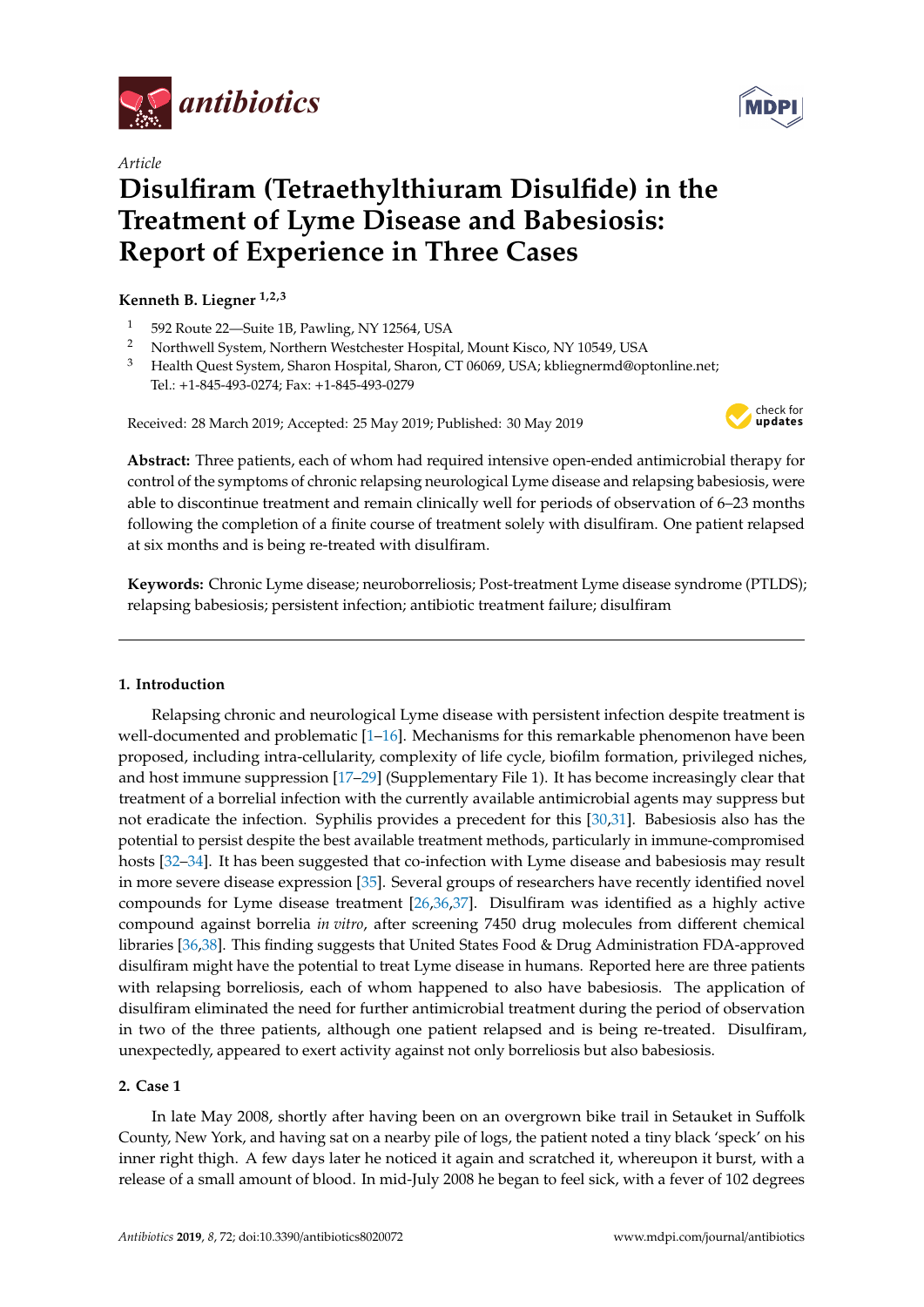*Article*

# Disulfiram (Tetraethylthiuram Disulfide) in the Treatment of Lyme Disease and Babesiosis: Report of Experience in Three Cases

**Kenneth B. Liegner** [1,2,3]

[1] 592 Route 22—Suite 1B, Pawling, NY 12564, USA
[2] Northwell System, Northern Westchester Hospital, Mount Kisco, NY 10549, USA
[3] Health Quest System, Sharon Hospital, Sharon, CT 06069, USA; kbliegnermd@optonline.net; Tel.: +1-845-493-0274; Fax: +1-845-493-0279

Received: 28 March 2019; Accepted: 25 May 2019; Published: 30 May 2019

**Abstract:** Three patients, each of whom had required intensive open-ended antimicrobial therapy for control of the symptoms of chronic relapsing neurological Lyme disease and relapsing babesiosis, were able to discontinue treatment and remain clinically well for periods of observation of 6–23 months following the completion of a finite course of treatment solely with disulfiram. One patient relapsed at six months and is being re-treated with disulfiram.

**Keywords:** Chronic Lyme disease; neuroborreliosis; Post-treatment Lyme disease syndrome (PTLDS); relapsing babesiosis; persistent infection; antibiotic treatment failure; disulfiram

## 1. Introduction

Relapsing chronic and neurological Lyme disease with persistent infection despite treatment is well-documented and problematic [1–16]. Mechanisms for this remarkable phenomenon have been proposed, including intra-cellularity, complexity of life cycle, biofilm formation, privileged niches, and host immune suppression [17–29] (Supplementary File 1). It has become increasingly clear that treatment of a borrelial infection with the currently available antimicrobial agents may suppress but not eradicate the infection. Syphilis provides a precedent for this [30,31]. Babesiosis also has the potential to persist despite the best available treatment methods, particularly in immune-compromised hosts [32–34]. It has been suggested that co-infection with Lyme disease and babesiosis may result in more severe disease expression [35]. Several groups of researchers have recently identified novel compounds for Lyme disease treatment [26,36,37]. Disulfiram was identified as a highly active compound against borrelia *in vitro*, after screening 7450 drug molecules from different chemical libraries [36,38]. This finding suggests that United States Food & Drug Administration FDA-approved disulfiram might have the potential to treat Lyme disease in humans. Reported here are three patients with relapsing borreliosis, each of whom happened to also have babesiosis. The application of disulfiram eliminated the need for further antimicrobial treatment during the period of observation in two of the three patients, although one patient relapsed and is being re-treated. Disulfiram, unexpectedly, appeared to exert activity against not only borreliosis but also babesiosis.

## 2. Case 1

In late May 2008, shortly after having been on an overgrown bike trail in Setauket in Suffolk County, New York, and having sat on a nearby pile of logs, the patient noted a tiny black 'speck' on his inner right thigh. A few days later he noticed it again and scratched it, whereupon it burst, with a release of a small amount of blood. In mid-July 2008 he began to feel sick, with a fever of 102 degrees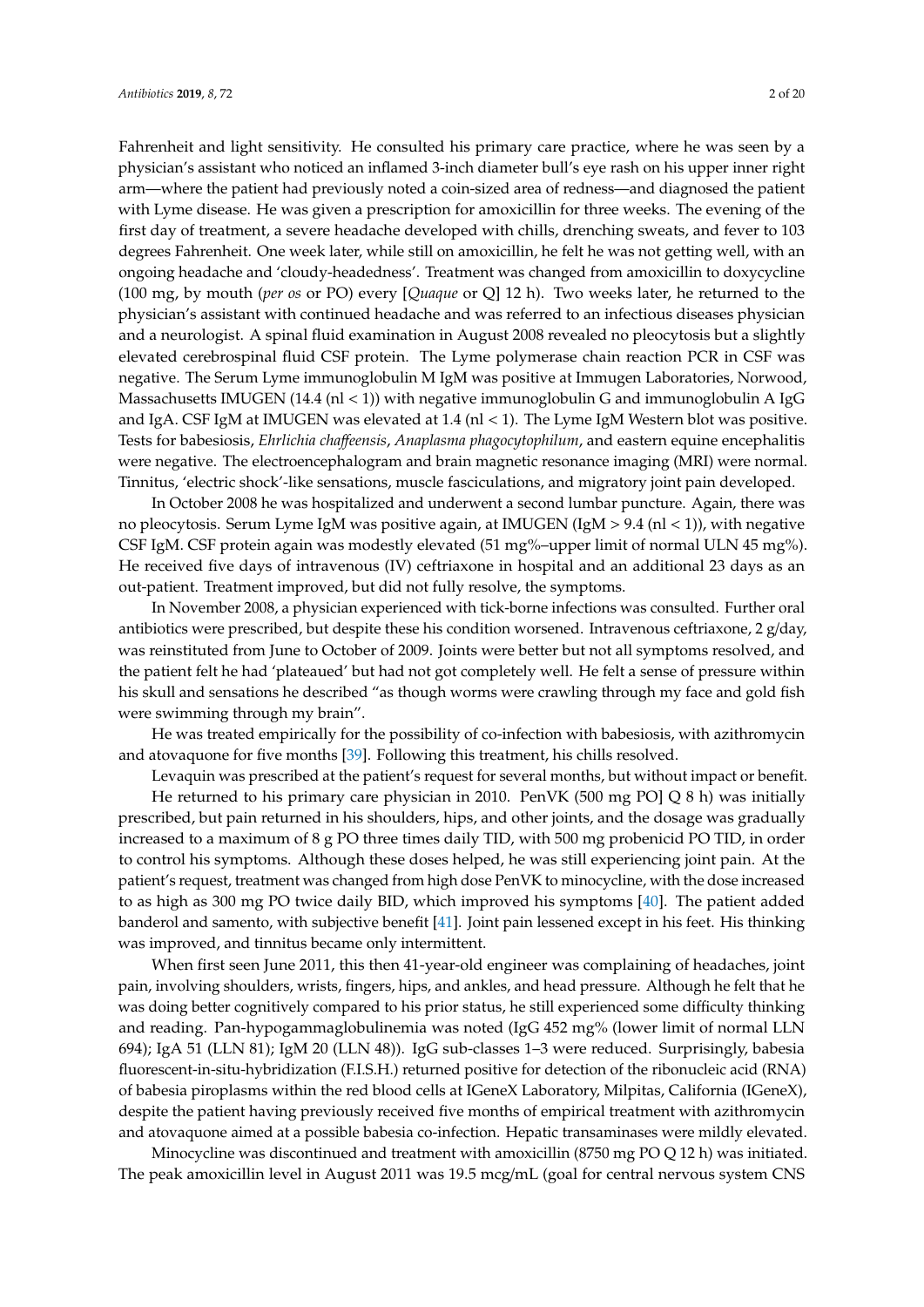Fahrenheit and light sensitivity. He consulted his primary care practice, where he was seen by a physician's assistant who noticed an inflamed 3-inch diameter bull's eye rash on his upper inner right arm—where the patient had previously noted a coin-sized area of redness—and diagnosed the patient with Lyme disease. He was given a prescription for amoxicillin for three weeks. The evening of the first day of treatment, a severe headache developed with chills, drenching sweats, and fever to 103 degrees Fahrenheit. One week later, while still on amoxicillin, he felt he was not getting well, with an ongoing headache and 'cloudy-headedness'. Treatment was changed from amoxicillin to doxycycline (100 mg, by mouth (*per os* or PO) every [*Quaque* or Q] 12 h). Two weeks later, he returned to the physician's assistant with continued headache and was referred to an infectious diseases physician and a neurologist. A spinal fluid examination in August 2008 revealed no pleocytosis but a slightly elevated cerebrospinal fluid CSF protein. The Lyme polymerase chain reaction PCR in CSF was negative. The Serum Lyme immunoglobulin M IgM was positive at Immugen Laboratories, Norwood, Massachusetts IMUGEN (14.4 (nl < 1)) with negative immunoglobulin G and immunoglobulin A IgG and IgA. CSF IgM at IMUGEN was elevated at 1.4 (nl < 1). The Lyme IgM Western blot was positive. Tests for babesiosis, *Ehrlichia chaffeensis*, *Anaplasma phagocytophilum*, and eastern equine encephalitis were negative. The electroencephalogram and brain magnetic resonance imaging (MRI) were normal. Tinnitus, 'electric shock'-like sensations, muscle fasciculations, and migratory joint pain developed.

In October 2008 he was hospitalized and underwent a second lumbar puncture. Again, there was no pleocytosis. Serum Lyme IgM was positive again, at IMUGEN (IgM > 9.4 (nl < 1)), with negative CSF IgM. CSF protein again was modestly elevated (51 mg%–upper limit of normal ULN 45 mg%). He received five days of intravenous (IV) ceftriaxone in hospital and an additional 23 days as an out-patient. Treatment improved, but did not fully resolve, the symptoms.

In November 2008, a physician experienced with tick-borne infections was consulted. Further oral antibiotics were prescribed, but despite these his condition worsened. Intravenous ceftriaxone, 2 g/day, was reinstituted from June to October of 2009. Joints were better but not all symptoms resolved, and the patient felt he had 'plateaued' but had not got completely well. He felt a sense of pressure within his skull and sensations he described "as though worms were crawling through my face and gold fish were swimming through my brain".

He was treated empirically for the possibility of co-infection with babesiosis, with azithromycin and atovaquone for five months [39]. Following this treatment, his chills resolved.

Levaquin was prescribed at the patient's request for several months, but without impact or benefit.

He returned to his primary care physician in 2010. PenVK (500 mg PO] Q 8 h) was initially prescribed, but pain returned in his shoulders, hips, and other joints, and the dosage was gradually increased to a maximum of 8 g PO three times daily TID, with 500 mg probenicid PO TID, in order to control his symptoms. Although these doses helped, he was still experiencing joint pain. At the patient's request, treatment was changed from high dose PenVK to minocycline, with the dose increased to as high as 300 mg PO twice daily BID, which improved his symptoms [40]. The patient added banderol and samento, with subjective benefit [41]. Joint pain lessened except in his feet. His thinking was improved, and tinnitus became only intermittent.

When first seen June 2011, this then 41-year-old engineer was complaining of headaches, joint pain, involving shoulders, wrists, fingers, hips, and ankles, and head pressure. Although he felt that he was doing better cognitively compared to his prior status, he still experienced some difficulty thinking and reading. Pan-hypogammaglobulinemia was noted (IgG 452 mg% (lower limit of normal LLN 694); IgA 51 (LLN 81); IgM 20 (LLN 48)). IgG sub-classes 1–3 were reduced. Surprisingly, babesia fluorescent-in-situ-hybridization (F.I.S.H.) returned positive for detection of the ribonucleic acid (RNA) of babesia piroplasms within the red blood cells at IGeneX Laboratory, Milpitas, California (IGeneX), despite the patient having previously received five months of empirical treatment with azithromycin and atovaquone aimed at a possible babesia co-infection. Hepatic transaminases were mildly elevated.

Minocycline was discontinued and treatment with amoxicillin (8750 mg PO Q 12 h) was initiated. The peak amoxicillin level in August 2011 was 19.5 mcg/mL (goal for central nervous system CNS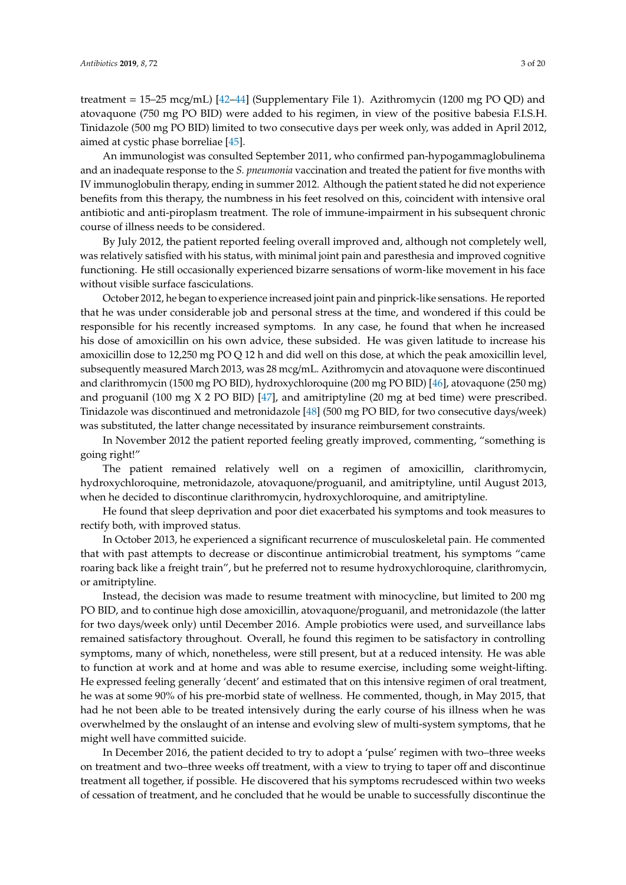treatment = 15–25 mcg/mL) [42–44] (Supplementary File 1). Azithromycin (1200 mg PO QD) and atovaquone (750 mg PO BID) were added to his regimen, in view of the positive babesia F.I.S.H. Tinidazole (500 mg PO BID) limited to two consecutive days per week only, was added in April 2012, aimed at cystic phase borreliae [45].

An immunologist was consulted September 2011, who confirmed pan-hypogammaglobulinema and an inadequate response to the *S. pneumonia* vaccination and treated the patient for five months with IV immunoglobulin therapy, ending in summer 2012. Although the patient stated he did not experience benefits from this therapy, the numbness in his feet resolved on this, coincident with intensive oral antibiotic and anti-piroplasm treatment. The role of immune-impairment in his subsequent chronic course of illness needs to be considered.

By July 2012, the patient reported feeling overall improved and, although not completely well, was relatively satisfied with his status, with minimal joint pain and paresthesia and improved cognitive functioning. He still occasionally experienced bizarre sensations of worm-like movement in his face without visible surface fasciculations.

October 2012, he began to experience increased joint pain and pinprick-like sensations. He reported that he was under considerable job and personal stress at the time, and wondered if this could be responsible for his recently increased symptoms. In any case, he found that when he increased his dose of amoxicillin on his own advice, these subsided. He was given latitude to increase his amoxicillin dose to 12,250 mg PO Q 12 h and did well on this dose, at which the peak amoxicillin level, subsequently measured March 2013, was 28 mcg/mL. Azithromycin and atovaquone were discontinued and clarithromycin (1500 mg PO BID), hydroxychloroquine (200 mg PO BID) [46], atovaquone (250 mg) and proguanil (100 mg X 2 PO BID) [47], and amitriptyline (20 mg at bed time) were prescribed. Tinidazole was discontinued and metronidazole [48] (500 mg PO BID, for two consecutive days/week) was substituted, the latter change necessitated by insurance reimbursement constraints.

In November 2012 the patient reported feeling greatly improved, commenting, "something is going right!"

The patient remained relatively well on a regimen of amoxicillin, clarithromycin, hydroxychloroquine, metronidazole, atovaquone/proguanil, and amitriptyline, until August 2013, when he decided to discontinue clarithromycin, hydroxychloroquine, and amitriptyline.

He found that sleep deprivation and poor diet exacerbated his symptoms and took measures to rectify both, with improved status.

In October 2013, he experienced a significant recurrence of musculoskeletal pain. He commented that with past attempts to decrease or discontinue antimicrobial treatment, his symptoms "came roaring back like a freight train", but he preferred not to resume hydroxychloroquine, clarithromycin, or amitriptyline.

Instead, the decision was made to resume treatment with minocycline, but limited to 200 mg PO BID, and to continue high dose amoxicillin, atovaquone/proguanil, and metronidazole (the latter for two days/week only) until December 2016. Ample probiotics were used, and surveillance labs remained satisfactory throughout. Overall, he found this regimen to be satisfactory in controlling symptoms, many of which, nonetheless, were still present, but at a reduced intensity. He was able to function at work and at home and was able to resume exercise, including some weight-lifting. He expressed feeling generally 'decent' and estimated that on this intensive regimen of oral treatment, he was at some 90% of his pre-morbid state of wellness. He commented, though, in May 2015, that had he not been able to be treated intensively during the early course of his illness when he was overwhelmed by the onslaught of an intense and evolving slew of multi-system symptoms, that he might well have committed suicide.

In December 2016, the patient decided to try to adopt a 'pulse' regimen with two–three weeks on treatment and two–three weeks off treatment, with a view to trying to taper off and discontinue treatment all together, if possible. He discovered that his symptoms recrudesced within two weeks of cessation of treatment, and he concluded that he would be unable to successfully discontinue the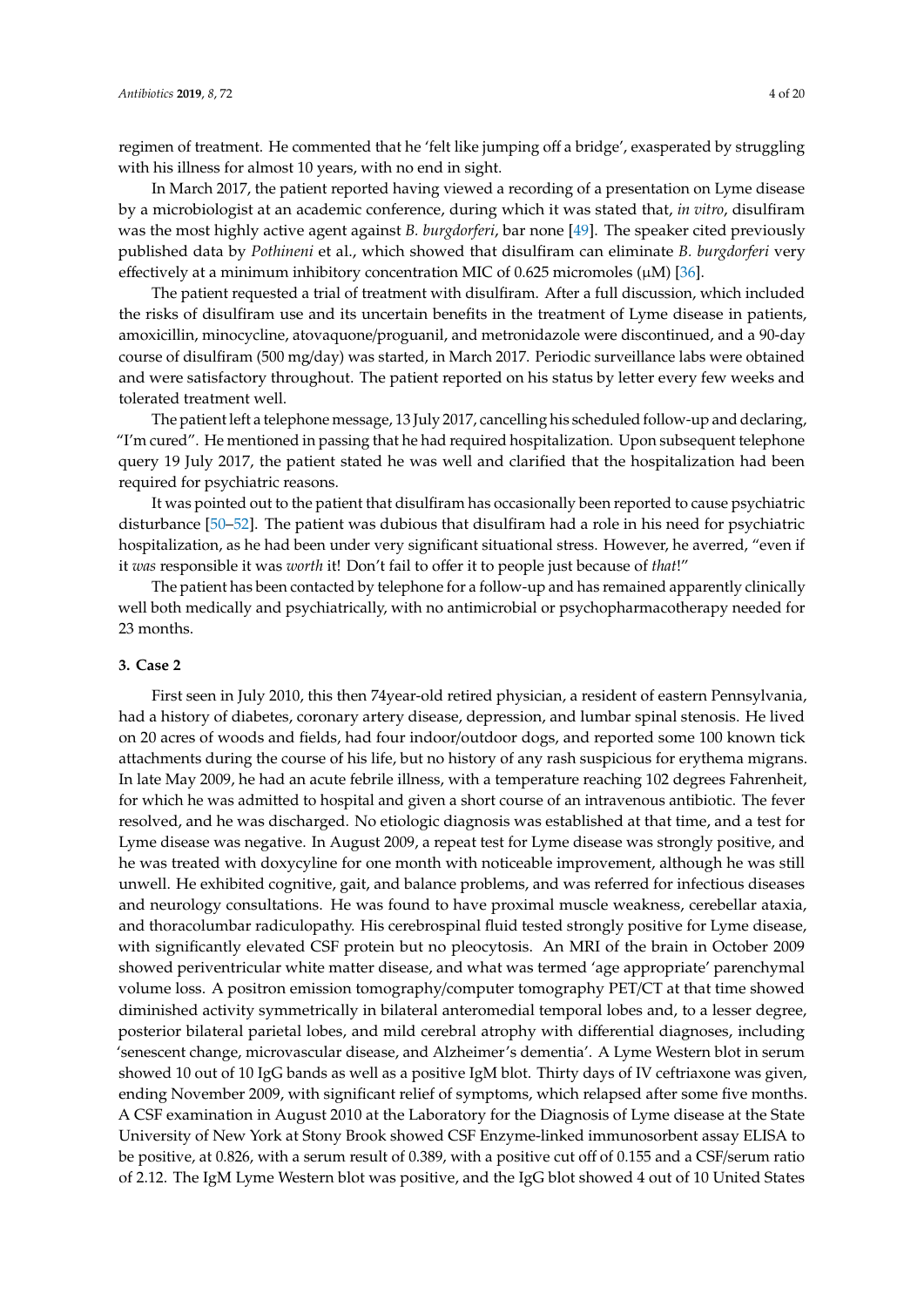regimen of treatment. He commented that he 'felt like jumping off a bridge', exasperated by struggling with his illness for almost 10 years, with no end in sight.

In March 2017, the patient reported having viewed a recording of a presentation on Lyme disease by a microbiologist at an academic conference, during which it was stated that, *in vitro*, disulfiram was the most highly active agent against *B. burgdorferi*, bar none [49]. The speaker cited previously published data by *Pothineni* et al., which showed that disulfiram can eliminate *B. burgdorferi* very effectively at a minimum inhibitory concentration MIC of 0.625 micromoles (μM) [36].

The patient requested a trial of treatment with disulfiram. After a full discussion, which included the risks of disulfiram use and its uncertain benefits in the treatment of Lyme disease in patients, amoxicillin, minocycline, atovaquone/proguanil, and metronidazole were discontinued, and a 90-day course of disulfiram (500 mg/day) was started, in March 2017. Periodic surveillance labs were obtained and were satisfactory throughout. The patient reported on his status by letter every few weeks and tolerated treatment well.

The patient left a telephone message, 13 July 2017, cancelling his scheduled follow-up and declaring, "I'm cured". He mentioned in passing that he had required hospitalization. Upon subsequent telephone query 19 July 2017, the patient stated he was well and clarified that the hospitalization had been required for psychiatric reasons.

It was pointed out to the patient that disulfiram has occasionally been reported to cause psychiatric disturbance [50–52]. The patient was dubious that disulfiram had a role in his need for psychiatric hospitalization, as he had been under very significant situational stress. However, he averred, "even if it *was* responsible it was *worth* it! Don't fail to offer it to people just because of *that*!"

The patient has been contacted by telephone for a follow-up and has remained apparently clinically well both medically and psychiatrically, with no antimicrobial or psychopharmacotherapy needed for 23 months.

## 3. Case 2

First seen in July 2010, this then 74year-old retired physician, a resident of eastern Pennsylvania, had a history of diabetes, coronary artery disease, depression, and lumbar spinal stenosis. He lived on 20 acres of woods and fields, had four indoor/outdoor dogs, and reported some 100 known tick attachments during the course of his life, but no history of any rash suspicious for erythema migrans. In late May 2009, he had an acute febrile illness, with a temperature reaching 102 degrees Fahrenheit, for which he was admitted to hospital and given a short course of an intravenous antibiotic. The fever resolved, and he was discharged. No etiologic diagnosis was established at that time, and a test for Lyme disease was negative. In August 2009, a repeat test for Lyme disease was strongly positive, and he was treated with doxycyline for one month with noticeable improvement, although he was still unwell. He exhibited cognitive, gait, and balance problems, and was referred for infectious diseases and neurology consultations. He was found to have proximal muscle weakness, cerebellar ataxia, and thoracolumbar radiculopathy. His cerebrospinal fluid tested strongly positive for Lyme disease, with significantly elevated CSF protein but no pleocytosis. An MRI of the brain in October 2009 showed periventricular white matter disease, and what was termed 'age appropriate' parenchymal volume loss. A positron emission tomography/computer tomography PET/CT at that time showed diminished activity symmetrically in bilateral anteromedial temporal lobes and, to a lesser degree, posterior bilateral parietal lobes, and mild cerebral atrophy with differential diagnoses, including 'senescent change, microvascular disease, and Alzheimer's dementia'. A Lyme Western blot in serum showed 10 out of 10 IgG bands as well as a positive IgM blot. Thirty days of IV ceftriaxone was given, ending November 2009, with significant relief of symptoms, which relapsed after some five months. A CSF examination in August 2010 at the Laboratory for the Diagnosis of Lyme disease at the State University of New York at Stony Brook showed CSF Enzyme-linked immunosorbent assay ELISA to be positive, at 0.826, with a serum result of 0.389, with a positive cut off of 0.155 and a CSF/serum ratio of 2.12. The IgM Lyme Western blot was positive, and the IgG blot showed 4 out of 10 United States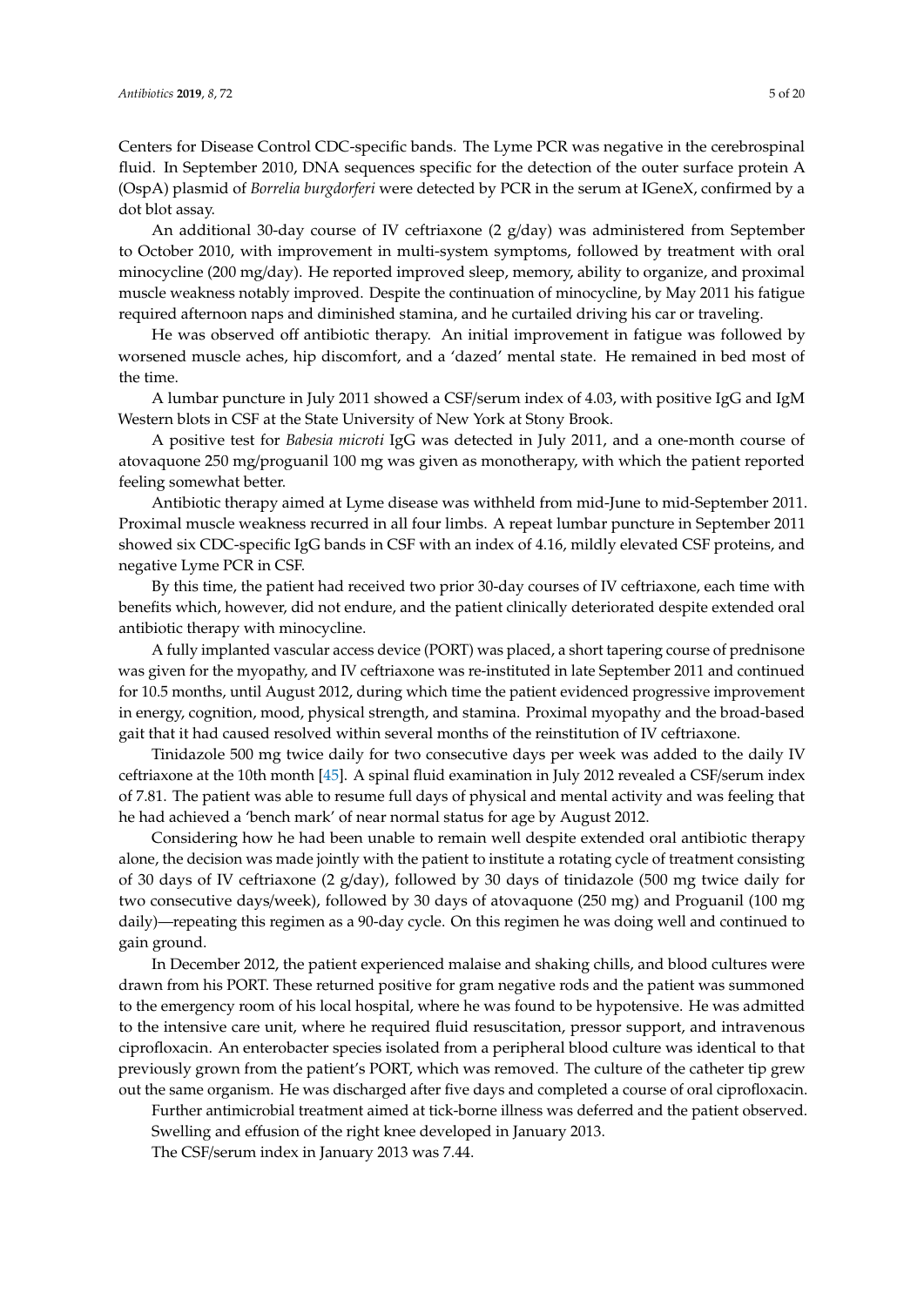Centers for Disease Control CDC-specific bands. The Lyme PCR was negative in the cerebrospinal fluid. In September 2010, DNA sequences specific for the detection of the outer surface protein A (OspA) plasmid of *Borrelia burgdorferi* were detected by PCR in the serum at IGeneX, confirmed by a dot blot assay.

An additional 30-day course of IV ceftriaxone (2 g/day) was administered from September to October 2010, with improvement in multi-system symptoms, followed by treatment with oral minocycline (200 mg/day). He reported improved sleep, memory, ability to organize, and proximal muscle weakness notably improved. Despite the continuation of minocycline, by May 2011 his fatigue required afternoon naps and diminished stamina, and he curtailed driving his car or traveling.

He was observed off antibiotic therapy. An initial improvement in fatigue was followed by worsened muscle aches, hip discomfort, and a 'dazed' mental state. He remained in bed most of the time.

A lumbar puncture in July 2011 showed a CSF/serum index of 4.03, with positive IgG and IgM Western blots in CSF at the State University of New York at Stony Brook.

A positive test for *Babesia microti* IgG was detected in July 2011, and a one-month course of atovaquone 250 mg/proguanil 100 mg was given as monotherapy, with which the patient reported feeling somewhat better.

Antibiotic therapy aimed at Lyme disease was withheld from mid-June to mid-September 2011. Proximal muscle weakness recurred in all four limbs. A repeat lumbar puncture in September 2011 showed six CDC-specific IgG bands in CSF with an index of 4.16, mildly elevated CSF proteins, and negative Lyme PCR in CSF.

By this time, the patient had received two prior 30-day courses of IV ceftriaxone, each time with benefits which, however, did not endure, and the patient clinically deteriorated despite extended oral antibiotic therapy with minocycline.

A fully implanted vascular access device (PORT) was placed, a short tapering course of prednisone was given for the myopathy, and IV ceftriaxone was re-instituted in late September 2011 and continued for 10.5 months, until August 2012, during which time the patient evidenced progressive improvement in energy, cognition, mood, physical strength, and stamina. Proximal myopathy and the broad-based gait that it had caused resolved within several months of the reinstitution of IV ceftriaxone.

Tinidazole 500 mg twice daily for two consecutive days per week was added to the daily IV ceftriaxone at the 10th month [45]. A spinal fluid examination in July 2012 revealed a CSF/serum index of 7.81. The patient was able to resume full days of physical and mental activity and was feeling that he had achieved a 'bench mark' of near normal status for age by August 2012.

Considering how he had been unable to remain well despite extended oral antibiotic therapy alone, the decision was made jointly with the patient to institute a rotating cycle of treatment consisting of 30 days of IV ceftriaxone (2 g/day), followed by 30 days of tinidazole (500 mg twice daily for two consecutive days/week), followed by 30 days of atovaquone (250 mg) and Proguanil (100 mg daily)—repeating this regimen as a 90-day cycle. On this regimen he was doing well and continued to gain ground.

In December 2012, the patient experienced malaise and shaking chills, and blood cultures were drawn from his PORT. These returned positive for gram negative rods and the patient was summoned to the emergency room of his local hospital, where he was found to be hypotensive. He was admitted to the intensive care unit, where he required fluid resuscitation, pressor support, and intravenous ciprofloxacin. An enterobacter species isolated from a peripheral blood culture was identical to that previously grown from the patient's PORT, which was removed. The culture of the catheter tip grew out the same organism. He was discharged after five days and completed a course of oral ciprofloxacin.

Further antimicrobial treatment aimed at tick-borne illness was deferred and the patient observed.

Swelling and effusion of the right knee developed in January 2013.

The CSF/serum index in January 2013 was 7.44.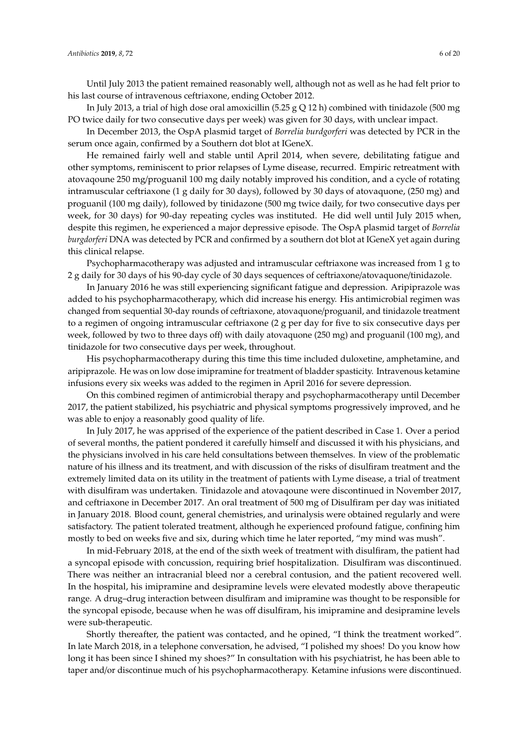Until July 2013 the patient remained reasonably well, although not as well as he had felt prior to his last course of intravenous ceftriaxone, ending October 2012.

In July 2013, a trial of high dose oral amoxicillin (5.25 g Q 12 h) combined with tinidazole (500 mg PO twice daily for two consecutive days per week) was given for 30 days, with unclear impact.

In December 2013, the OspA plasmid target of *Borrelia burdgorferi* was detected by PCR in the serum once again, confirmed by a Southern dot blot at IGeneX.

He remained fairly well and stable until April 2014, when severe, debilitating fatigue and other symptoms, reminiscent to prior relapses of Lyme disease, recurred. Empiric retreatment with atovaqoune 250 mg/proguanil 100 mg daily notably improved his condition, and a cycle of rotating intramuscular ceftriaxone (1 g daily for 30 days), followed by 30 days of atovaquone, (250 mg) and proguanil (100 mg daily), followed by tinidazone (500 mg twice daily, for two consecutive days per week, for 30 days) for 90-day repeating cycles was instituted. He did well until July 2015 when, despite this regimen, he experienced a major depressive episode. The OspA plasmid target of *Borrelia burgdorferi* DNA was detected by PCR and confirmed by a southern dot blot at IGeneX yet again during this clinical relapse.

Psychopharmacotherapy was adjusted and intramuscular ceftriaxone was increased from 1 g to 2 g daily for 30 days of his 90-day cycle of 30 days sequences of ceftriaxone/atovaquone/tinidazole.

In January 2016 he was still experiencing significant fatigue and depression. Aripiprazole was added to his psychopharmacotherapy, which did increase his energy. His antimicrobial regimen was changed from sequential 30-day rounds of ceftriaxone, atovaquone/proguanil, and tinidazole treatment to a regimen of ongoing intramuscular ceftriaxone (2 g per day for five to six consecutive days per week, followed by two to three days off) with daily atovaquone (250 mg) and proguanil (100 mg), and tinidazole for two consecutive days per week, throughout.

His psychopharmacotherapy during this time this time included duloxetine, amphetamine, and aripiprazole. He was on low dose imipramine for treatment of bladder spasticity. Intravenous ketamine infusions every six weeks was added to the regimen in April 2016 for severe depression.

On this combined regimen of antimicrobial therapy and psychopharmacotherapy until December 2017, the patient stabilized, his psychiatric and physical symptoms progressively improved, and he was able to enjoy a reasonably good quality of life.

In July 2017, he was apprised of the experience of the patient described in Case 1. Over a period of several months, the patient pondered it carefully himself and discussed it with his physicians, and the physicians involved in his care held consultations between themselves. In view of the problematic nature of his illness and its treatment, and with discussion of the risks of disulfiram treatment and the extremely limited data on its utility in the treatment of patients with Lyme disease, a trial of treatment with disulfiram was undertaken. Tinidazole and atovaqoune were discontinued in November 2017, and ceftriaxone in December 2017. An oral treatment of 500 mg of Disulfiram per day was initiated in January 2018. Blood count, general chemistries, and urinalysis were obtained regularly and were satisfactory. The patient tolerated treatment, although he experienced profound fatigue, confining him mostly to bed on weeks five and six, during which time he later reported, "my mind was mush".

In mid-February 2018, at the end of the sixth week of treatment with disulfiram, the patient had a syncopal episode with concussion, requiring brief hospitalization. Disulfiram was discontinued. There was neither an intracranial bleed nor a cerebral contusion, and the patient recovered well. In the hospital, his imipramine and desipramine levels were elevated modestly above therapeutic range. A drug–drug interaction between disulfiram and imipramine was thought to be responsible for the syncopal episode, because when he was off disulfiram, his imipramine and desipramine levels were sub-therapeutic.

Shortly thereafter, the patient was contacted, and he opined, "I think the treatment worked". In late March 2018, in a telephone conversation, he advised, "I polished my shoes! Do you know how long it has been since I shined my shoes?" In consultation with his psychiatrist, he has been able to taper and/or discontinue much of his psychopharmacotherapy. Ketamine infusions were discontinued.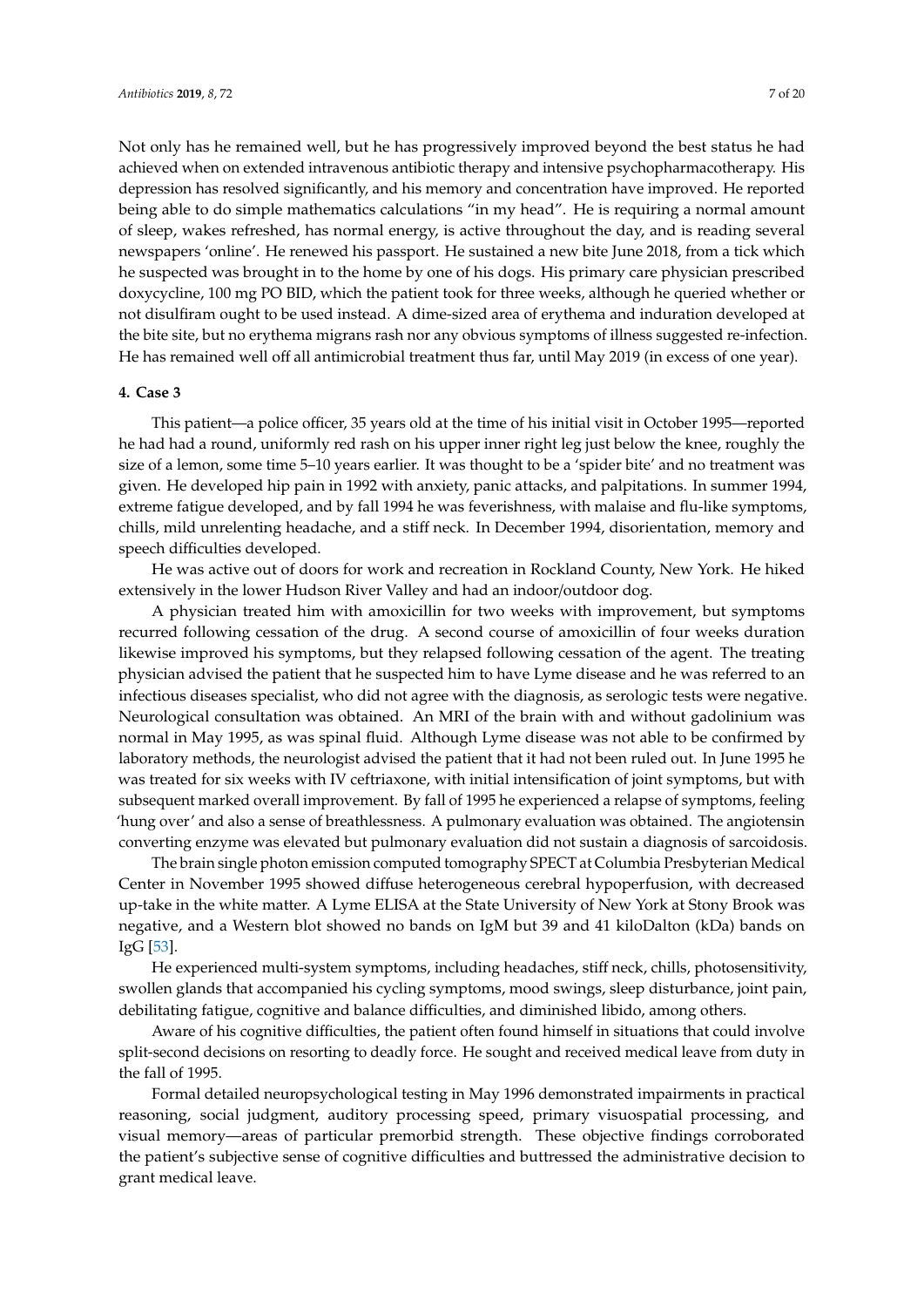Not only has he remained well, but he has progressively improved beyond the best status he had achieved when on extended intravenous antibiotic therapy and intensive psychopharmacotherapy. His depression has resolved significantly, and his memory and concentration have improved. He reported being able to do simple mathematics calculations "in my head". He is requiring a normal amount of sleep, wakes refreshed, has normal energy, is active throughout the day, and is reading several newspapers 'online'. He renewed his passport. He sustained a new bite June 2018, from a tick which he suspected was brought in to the home by one of his dogs. His primary care physician prescribed doxycycline, 100 mg PO BID, which the patient took for three weeks, although he queried whether or not disulfiram ought to be used instead. A dime-sized area of erythema and induration developed at the bite site, but no erythema migrans rash nor any obvious symptoms of illness suggested re-infection. He has remained well off all antimicrobial treatment thus far, until May 2019 (in excess of one year).

## 4. Case 3

This patient—a police officer, 35 years old at the time of his initial visit in October 1995—reported he had had a round, uniformly red rash on his upper inner right leg just below the knee, roughly the size of a lemon, some time 5–10 years earlier. It was thought to be a 'spider bite' and no treatment was given. He developed hip pain in 1992 with anxiety, panic attacks, and palpitations. In summer 1994, extreme fatigue developed, and by fall 1994 he was feverishness, with malaise and flu-like symptoms, chills, mild unrelenting headache, and a stiff neck. In December 1994, disorientation, memory and speech difficulties developed.

He was active out of doors for work and recreation in Rockland County, New York. He hiked extensively in the lower Hudson River Valley and had an indoor/outdoor dog.

A physician treated him with amoxicillin for two weeks with improvement, but symptoms recurred following cessation of the drug. A second course of amoxicillin of four weeks duration likewise improved his symptoms, but they relapsed following cessation of the agent. The treating physician advised the patient that he suspected him to have Lyme disease and he was referred to an infectious diseases specialist, who did not agree with the diagnosis, as serologic tests were negative. Neurological consultation was obtained. An MRI of the brain with and without gadolinium was normal in May 1995, as was spinal fluid. Although Lyme disease was not able to be confirmed by laboratory methods, the neurologist advised the patient that it had not been ruled out. In June 1995 he was treated for six weeks with IV ceftriaxone, with initial intensification of joint symptoms, but with subsequent marked overall improvement. By fall of 1995 he experienced a relapse of symptoms, feeling 'hung over' and also a sense of breathlessness. A pulmonary evaluation was obtained. The angiotensin converting enzyme was elevated but pulmonary evaluation did not sustain a diagnosis of sarcoidosis.

The brain single photon emission computed tomography SPECT at Columbia Presbyterian Medical Center in November 1995 showed diffuse heterogeneous cerebral hypoperfusion, with decreased up-take in the white matter. A Lyme ELISA at the State University of New York at Stony Brook was negative, and a Western blot showed no bands on IgM but 39 and 41 kiloDalton (kDa) bands on IgG [53].

He experienced multi-system symptoms, including headaches, stiff neck, chills, photosensitivity, swollen glands that accompanied his cycling symptoms, mood swings, sleep disturbance, joint pain, debilitating fatigue, cognitive and balance difficulties, and diminished libido, among others.

Aware of his cognitive difficulties, the patient often found himself in situations that could involve split-second decisions on resorting to deadly force. He sought and received medical leave from duty in the fall of 1995.

Formal detailed neuropsychological testing in May 1996 demonstrated impairments in practical reasoning, social judgment, auditory processing speed, primary visuospatial processing, and visual memory—areas of particular premorbid strength. These objective findings corroborated the patient's subjective sense of cognitive difficulties and buttressed the administrative decision to grant medical leave.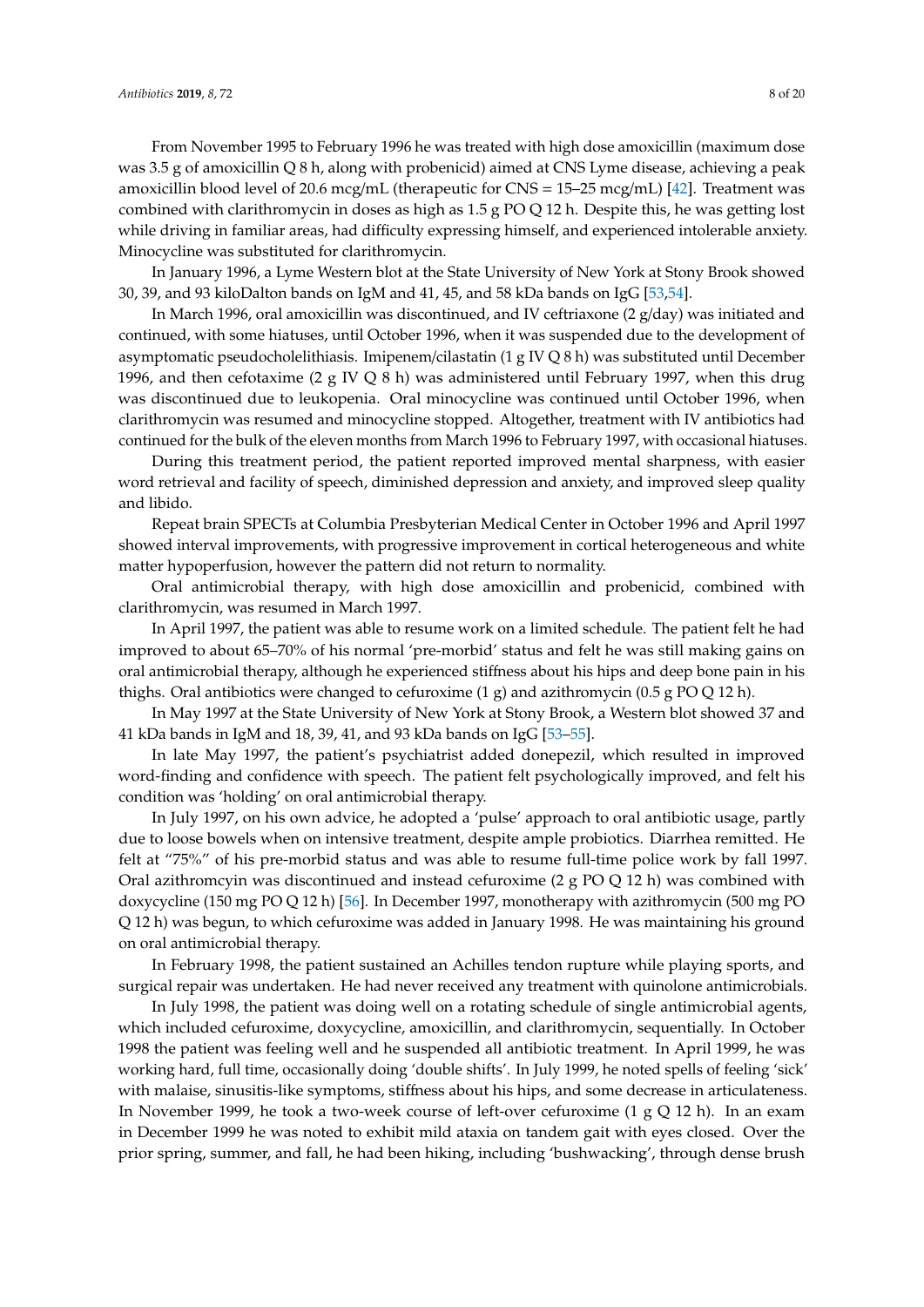From November 1995 to February 1996 he was treated with high dose amoxicillin (maximum dose was 3.5 g of amoxicillin Q 8 h, along with probenicid) aimed at CNS Lyme disease, achieving a peak amoxicillin blood level of 20.6 mcg/mL (therapeutic for CNS = 15–25 mcg/mL) [42]. Treatment was combined with clarithromycin in doses as high as 1.5 g PO Q 12 h. Despite this, he was getting lost while driving in familiar areas, had difficulty expressing himself, and experienced intolerable anxiety. Minocycline was substituted for clarithromycin.

In January 1996, a Lyme Western blot at the State University of New York at Stony Brook showed 30, 39, and 93 kiloDalton bands on IgM and 41, 45, and 58 kDa bands on IgG [53,54].

In March 1996, oral amoxicillin was discontinued, and IV ceftriaxone (2 g/day) was initiated and continued, with some hiatuses, until October 1996, when it was suspended due to the development of asymptomatic pseudocholelithiasis. Imipenem/cilastatin (1 g IV Q 8 h) was substituted until December 1996, and then cefotaxime (2 g IV Q 8 h) was administered until February 1997, when this drug was discontinued due to leukopenia. Oral minocycline was continued until October 1996, when clarithromycin was resumed and minocycline stopped. Altogether, treatment with IV antibiotics had continued for the bulk of the eleven months from March 1996 to February 1997, with occasional hiatuses.

During this treatment period, the patient reported improved mental sharpness, with easier word retrieval and facility of speech, diminished depression and anxiety, and improved sleep quality and libido.

Repeat brain SPECTs at Columbia Presbyterian Medical Center in October 1996 and April 1997 showed interval improvements, with progressive improvement in cortical heterogeneous and white matter hypoperfusion, however the pattern did not return to normality.

Oral antimicrobial therapy, with high dose amoxicillin and probenicid, combined with clarithromycin, was resumed in March 1997.

In April 1997, the patient was able to resume work on a limited schedule. The patient felt he had improved to about 65–70% of his normal 'pre-morbid' status and felt he was still making gains on oral antimicrobial therapy, although he experienced stiffness about his hips and deep bone pain in his thighs. Oral antibiotics were changed to cefuroxime (1 g) and azithromycin (0.5 g PO Q 12 h).

In May 1997 at the State University of New York at Stony Brook, a Western blot showed 37 and 41 kDa bands in IgM and 18, 39, 41, and 93 kDa bands on IgG [53–55].

In late May 1997, the patient's psychiatrist added donepezil, which resulted in improved word-finding and confidence with speech. The patient felt psychologically improved, and felt his condition was 'holding' on oral antimicrobial therapy.

In July 1997, on his own advice, he adopted a 'pulse' approach to oral antibiotic usage, partly due to loose bowels when on intensive treatment, despite ample probiotics. Diarrhea remitted. He felt at "75%" of his pre-morbid status and was able to resume full-time police work by fall 1997. Oral azithromcyin was discontinued and instead cefuroxime (2 g PO Q 12 h) was combined with doxycycline (150 mg PO Q 12 h) [56]. In December 1997, monotherapy with azithromycin (500 mg PO Q 12 h) was begun, to which cefuroxime was added in January 1998. He was maintaining his ground on oral antimicrobial therapy.

In February 1998, the patient sustained an Achilles tendon rupture while playing sports, and surgical repair was undertaken. He had never received any treatment with quinolone antimicrobials.

In July 1998, the patient was doing well on a rotating schedule of single antimicrobial agents, which included cefuroxime, doxycycline, amoxicillin, and clarithromycin, sequentially. In October 1998 the patient was feeling well and he suspended all antibiotic treatment. In April 1999, he was working hard, full time, occasionally doing 'double shifts'. In July 1999, he noted spells of feeling 'sick' with malaise, sinusitis-like symptoms, stiffness about his hips, and some decrease in articulateness. In November 1999, he took a two-week course of left-over cefuroxime (1 g Q 12 h). In an exam in December 1999 he was noted to exhibit mild ataxia on tandem gait with eyes closed. Over the prior spring, summer, and fall, he had been hiking, including 'bushwacking', through dense brush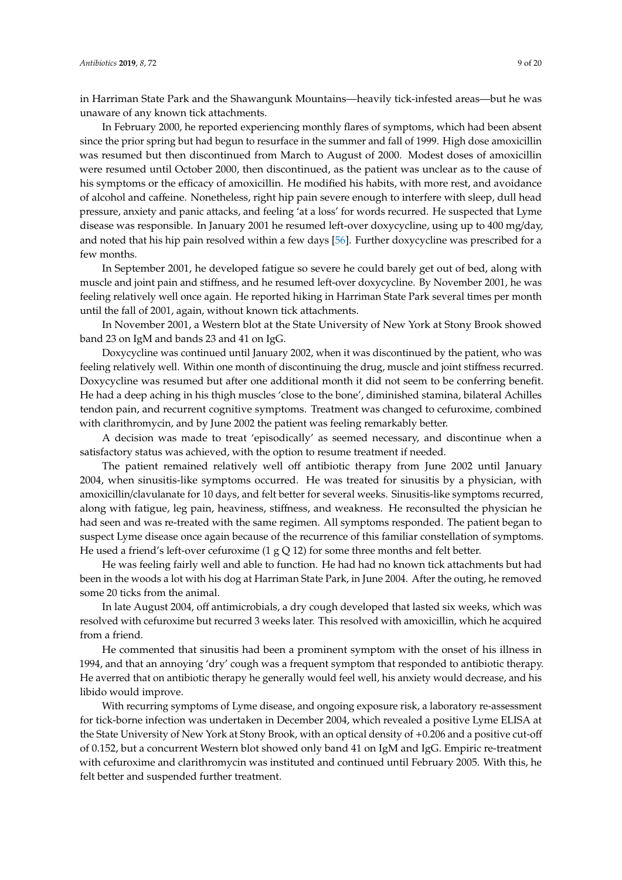in Harriman State Park and the Shawangunk Mountains—heavily tick-infested areas—but he was unaware of any known tick attachments.

In February 2000, he reported experiencing monthly flares of symptoms, which had been absent since the prior spring but had begun to resurface in the summer and fall of 1999. High dose amoxicillin was resumed but then discontinued from March to August of 2000. Modest doses of amoxicillin were resumed until October 2000, then discontinued, as the patient was unclear as to the cause of his symptoms or the efficacy of amoxicillin. He modified his habits, with more rest, and avoidance of alcohol and caffeine. Nonetheless, right hip pain severe enough to interfere with sleep, dull head pressure, anxiety and panic attacks, and feeling 'at a loss' for words recurred. He suspected that Lyme disease was responsible. In January 2001 he resumed left-over doxycycline, using up to 400 mg/day, and noted that his hip pain resolved within a few days [56]. Further doxycycline was prescribed for a few months.

In September 2001, he developed fatigue so severe he could barely get out of bed, along with muscle and joint pain and stiffness, and he resumed left-over doxycycline. By November 2001, he was feeling relatively well once again. He reported hiking in Harriman State Park several times per month until the fall of 2001, again, without known tick attachments.

In November 2001, a Western blot at the State University of New York at Stony Brook showed band 23 on IgM and bands 23 and 41 on IgG.

Doxycycline was continued until January 2002, when it was discontinued by the patient, who was feeling relatively well. Within one month of discontinuing the drug, muscle and joint stiffness recurred. Doxycycline was resumed but after one additional month it did not seem to be conferring benefit. He had a deep aching in his thigh muscles 'close to the bone', diminished stamina, bilateral Achilles tendon pain, and recurrent cognitive symptoms. Treatment was changed to cefuroxime, combined with clarithromycin, and by June 2002 the patient was feeling remarkably better.

A decision was made to treat 'episodically' as seemed necessary, and discontinue when a satisfactory status was achieved, with the option to resume treatment if needed.

The patient remained relatively well off antibiotic therapy from June 2002 until January 2004, when sinusitis-like symptoms occurred. He was treated for sinusitis by a physician, with amoxicillin/clavulanate for 10 days, and felt better for several weeks. Sinusitis-like symptoms recurred, along with fatigue, leg pain, heaviness, stiffness, and weakness. He reconsulted the physician he had seen and was re-treated with the same regimen. All symptoms responded. The patient began to suspect Lyme disease once again because of the recurrence of this familiar constellation of symptoms. He used a friend's left-over cefuroxime (1 g Q 12) for some three months and felt better.

He was feeling fairly well and able to function. He had had no known tick attachments but had been in the woods a lot with his dog at Harriman State Park, in June 2004. After the outing, he removed some 20 ticks from the animal.

In late August 2004, off antimicrobials, a dry cough developed that lasted six weeks, which was resolved with cefuroxime but recurred 3 weeks later. This resolved with amoxicillin, which he acquired from a friend.

He commented that sinusitis had been a prominent symptom with the onset of his illness in 1994, and that an annoying 'dry' cough was a frequent symptom that responded to antibiotic therapy. He averred that on antibiotic therapy he generally would feel well, his anxiety would decrease, and his libido would improve.

With recurring symptoms of Lyme disease, and ongoing exposure risk, a laboratory re-assessment for tick-borne infection was undertaken in December 2004, which revealed a positive Lyme ELISA at the State University of New York at Stony Brook, with an optical density of +0.206 and a positive cut-off of 0.152, but a concurrent Western blot showed only band 41 on IgM and IgG. Empiric re-treatment with cefuroxime and clarithromycin was instituted and continued until February 2005. With this, he felt better and suspended further treatment.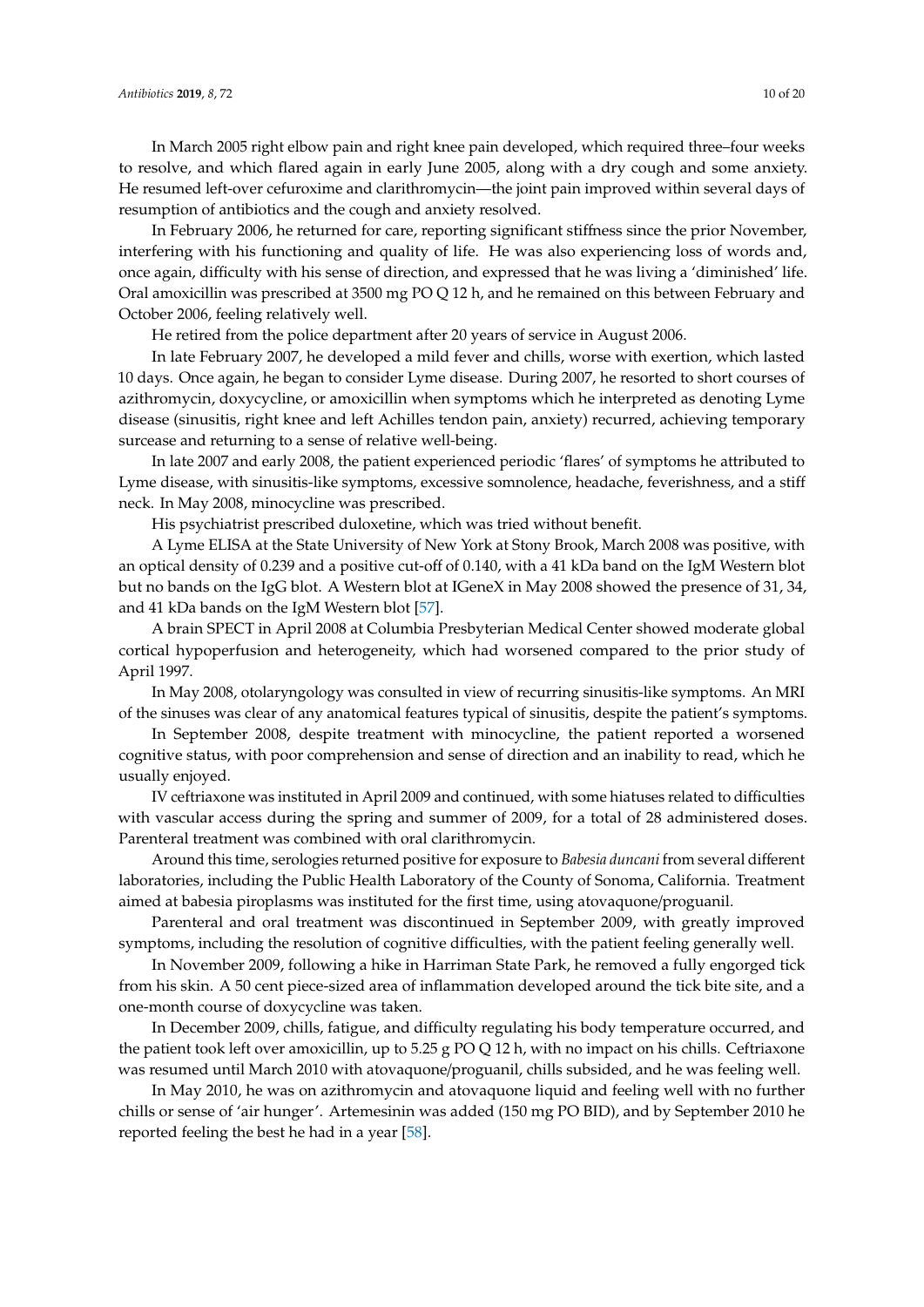In March 2005 right elbow pain and right knee pain developed, which required three–four weeks to resolve, and which flared again in early June 2005, along with a dry cough and some anxiety. He resumed left-over cefuroxime and clarithromycin—the joint pain improved within several days of resumption of antibiotics and the cough and anxiety resolved.

In February 2006, he returned for care, reporting significant stiffness since the prior November, interfering with his functioning and quality of life. He was also experiencing loss of words and, once again, difficulty with his sense of direction, and expressed that he was living a 'diminished' life. Oral amoxicillin was prescribed at 3500 mg PO Q 12 h, and he remained on this between February and October 2006, feeling relatively well.

He retired from the police department after 20 years of service in August 2006.

In late February 2007, he developed a mild fever and chills, worse with exertion, which lasted 10 days. Once again, he began to consider Lyme disease. During 2007, he resorted to short courses of azithromycin, doxycycline, or amoxicillin when symptoms which he interpreted as denoting Lyme disease (sinusitis, right knee and left Achilles tendon pain, anxiety) recurred, achieving temporary surcease and returning to a sense of relative well-being.

In late 2007 and early 2008, the patient experienced periodic 'flares' of symptoms he attributed to Lyme disease, with sinusitis-like symptoms, excessive somnolence, headache, feverishness, and a stiff neck. In May 2008, minocycline was prescribed.

His psychiatrist prescribed duloxetine, which was tried without benefit.

A Lyme ELISA at the State University of New York at Stony Brook, March 2008 was positive, with an optical density of 0.239 and a positive cut-off of 0.140, with a 41 kDa band on the IgM Western blot but no bands on the IgG blot. A Western blot at IGeneX in May 2008 showed the presence of 31, 34, and 41 kDa bands on the IgM Western blot [57].

A brain SPECT in April 2008 at Columbia Presbyterian Medical Center showed moderate global cortical hypoperfusion and heterogeneity, which had worsened compared to the prior study of April 1997.

In May 2008, otolaryngology was consulted in view of recurring sinusitis-like symptoms. An MRI of the sinuses was clear of any anatomical features typical of sinusitis, despite the patient's symptoms.

In September 2008, despite treatment with minocycline, the patient reported a worsened cognitive status, with poor comprehension and sense of direction and an inability to read, which he usually enjoyed.

IV ceftriaxone was instituted in April 2009 and continued, with some hiatuses related to difficulties with vascular access during the spring and summer of 2009, for a total of 28 administered doses. Parenteral treatment was combined with oral clarithromycin.

Around this time, serologies returned positive for exposure to *Babesia duncani* from several different laboratories, including the Public Health Laboratory of the County of Sonoma, California. Treatment aimed at babesia piroplasms was instituted for the first time, using atovaquone/proguanil.

Parenteral and oral treatment was discontinued in September 2009, with greatly improved symptoms, including the resolution of cognitive difficulties, with the patient feeling generally well.

In November 2009, following a hike in Harriman State Park, he removed a fully engorged tick from his skin. A 50 cent piece-sized area of inflammation developed around the tick bite site, and a one-month course of doxycycline was taken.

In December 2009, chills, fatigue, and difficulty regulating his body temperature occurred, and the patient took left over amoxicillin, up to 5.25 g PO Q 12 h, with no impact on his chills. Ceftriaxone was resumed until March 2010 with atovaquone/proguanil, chills subsided, and he was feeling well.

In May 2010, he was on azithromycin and atovaquone liquid and feeling well with no further chills or sense of 'air hunger'. Artemesinin was added (150 mg PO BID), and by September 2010 he reported feeling the best he had in a year [58].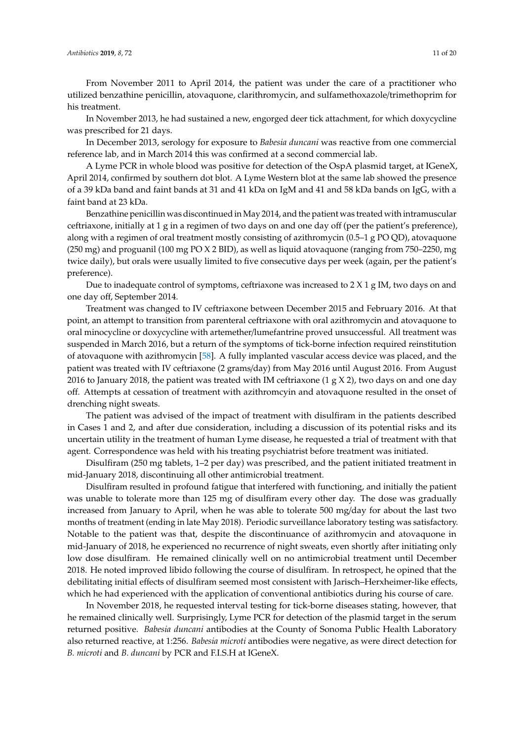From November 2011 to April 2014, the patient was under the care of a practitioner who utilized benzathine penicillin, atovaquone, clarithromycin, and sulfamethoxazole/trimethoprim for his treatment.

In November 2013, he had sustained a new, engorged deer tick attachment, for which doxycycline was prescribed for 21 days.

In December 2013, serology for exposure to *Babesia duncani* was reactive from one commercial reference lab, and in March 2014 this was confirmed at a second commercial lab.

A Lyme PCR in whole blood was positive for detection of the OspA plasmid target, at IGeneX, April 2014, confirmed by southern dot blot. A Lyme Western blot at the same lab showed the presence of a 39 kDa band and faint bands at 31 and 41 kDa on IgM and 41 and 58 kDa bands on IgG, with a faint band at 23 kDa.

Benzathine penicillin was discontinued in May 2014, and the patient was treated with intramuscular ceftriaxone, initially at 1 g in a regimen of two days on and one day off (per the patient's preference), along with a regimen of oral treatment mostly consisting of azithromycin (0.5–1 g PO QD), atovaquone (250 mg) and proguanil (100 mg PO X 2 BID), as well as liquid atovaquone (ranging from 750–2250, mg twice daily), but orals were usually limited to five consecutive days per week (again, per the patient's preference).

Due to inadequate control of symptoms, ceftriaxone was increased to 2 X 1 g IM, two days on and one day off, September 2014.

Treatment was changed to IV ceftriaxone between December 2015 and February 2016. At that point, an attempt to transition from parenteral ceftriaxone with oral azithromycin and atovaquone to oral minocycline or doxycycline with artemether/lumefantrine proved unsuccessful. All treatment was suspended in March 2016, but a return of the symptoms of tick-borne infection required reinstitution of atovaquone with azithromycin [58]. A fully implanted vascular access device was placed, and the patient was treated with IV ceftriaxone (2 grams/day) from May 2016 until August 2016. From August 2016 to January 2018, the patient was treated with IM ceftriaxone (1 g X 2), two days on and one day off. Attempts at cessation of treatment with azithromcyin and atovaquone resulted in the onset of drenching night sweats.

The patient was advised of the impact of treatment with disulfiram in the patients described in Cases 1 and 2, and after due consideration, including a discussion of its potential risks and its uncertain utility in the treatment of human Lyme disease, he requested a trial of treatment with that agent. Correspondence was held with his treating psychiatrist before treatment was initiated.

Disulfiram (250 mg tablets, 1–2 per day) was prescribed, and the patient initiated treatment in mid-January 2018, discontinuing all other antimicrobial treatment.

Disulfiram resulted in profound fatigue that interfered with functioning, and initially the patient was unable to tolerate more than 125 mg of disulfiram every other day. The dose was gradually increased from January to April, when he was able to tolerate 500 mg/day for about the last two months of treatment (ending in late May 2018). Periodic surveillance laboratory testing was satisfactory. Notable to the patient was that, despite the discontinuance of azithromycin and atovaquone in mid-January of 2018, he experienced no recurrence of night sweats, even shortly after initiating only low dose disulfiram. He remained clinically well on no antimicrobial treatment until December 2018. He noted improved libido following the course of disulfiram. In retrospect, he opined that the debilitating initial effects of disulfiram seemed most consistent with Jarisch–Herxheimer-like effects, which he had experienced with the application of conventional antibiotics during his course of care.

In November 2018, he requested interval testing for tick-borne diseases stating, however, that he remained clinically well. Surprisingly, Lyme PCR for detection of the plasmid target in the serum returned positive. *Babesia duncani* antibodies at the County of Sonoma Public Health Laboratory also returned reactive, at 1:256. *Babesia microti* antibodies were negative, as were direct detection for *B. microti* and *B. duncani* by PCR and F.I.S.H at IGeneX.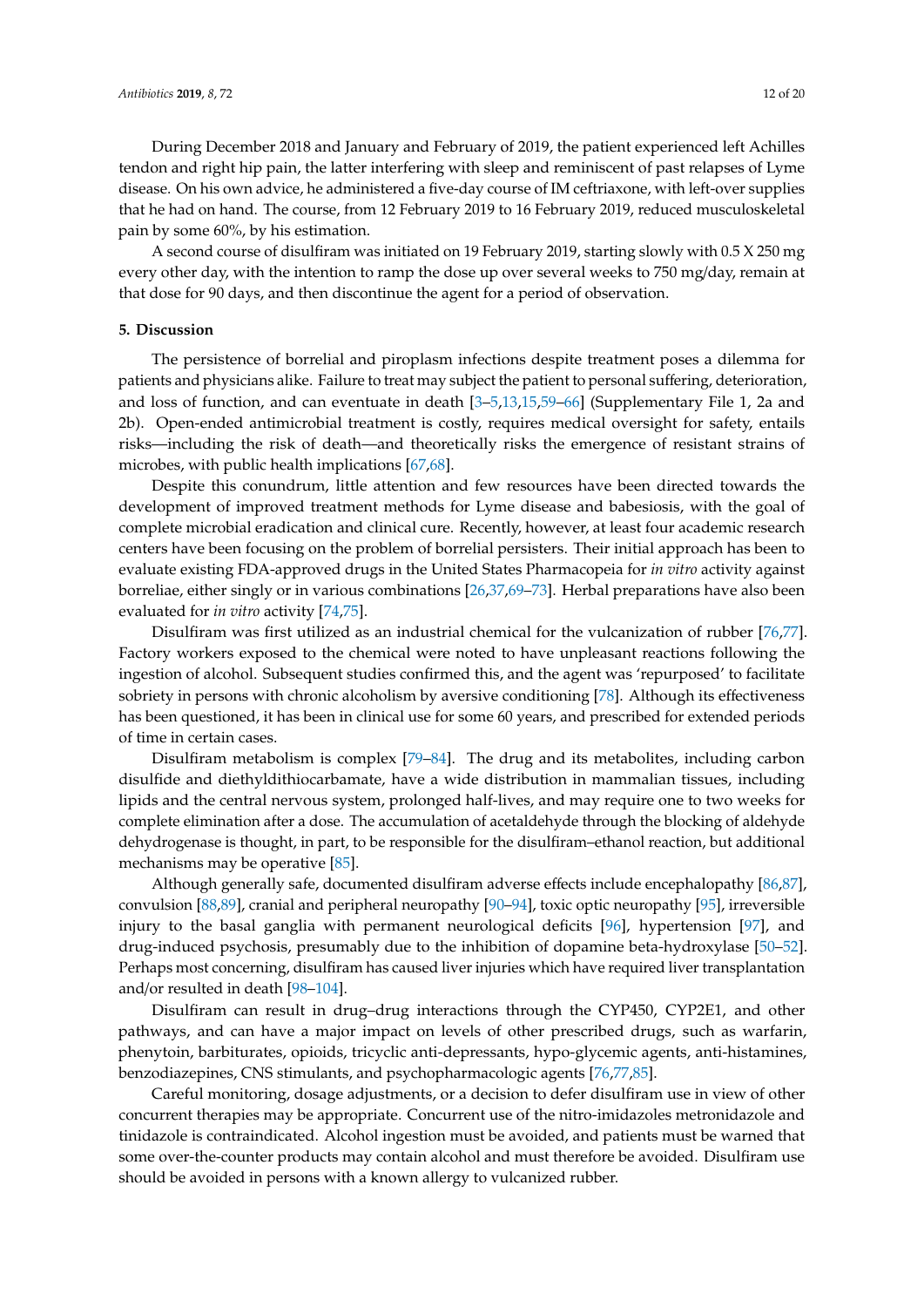During December 2018 and January and February of 2019, the patient experienced left Achilles tendon and right hip pain, the latter interfering with sleep and reminiscent of past relapses of Lyme disease. On his own advice, he administered a five-day course of IM ceftriaxone, with left-over supplies that he had on hand. The course, from 12 February 2019 to 16 February 2019, reduced musculoskeletal pain by some 60%, by his estimation.

A second course of disulfiram was initiated on 19 February 2019, starting slowly with 0.5 X 250 mg every other day, with the intention to ramp the dose up over several weeks to 750 mg/day, remain at that dose for 90 days, and then discontinue the agent for a period of observation.

## 5. Discussion

The persistence of borrelial and piroplasm infections despite treatment poses a dilemma for patients and physicians alike. Failure to treat may subject the patient to personal suffering, deterioration, and loss of function, and can eventuate in death [3–5,13,15,59–66] (Supplementary File 1, 2a and 2b). Open-ended antimicrobial treatment is costly, requires medical oversight for safety, entails risks—including the risk of death—and theoretically risks the emergence of resistant strains of microbes, with public health implications [67,68].

Despite this conundrum, little attention and few resources have been directed towards the development of improved treatment methods for Lyme disease and babesiosis, with the goal of complete microbial eradication and clinical cure. Recently, however, at least four academic research centers have been focusing on the problem of borrelial persisters. Their initial approach has been to evaluate existing FDA-approved drugs in the United States Pharmacopeia for *in vitro* activity against borreliae, either singly or in various combinations [26,37,69–73]. Herbal preparations have also been evaluated for *in vitro* activity [74,75].

Disulfiram was first utilized as an industrial chemical for the vulcanization of rubber [76,77]. Factory workers exposed to the chemical were noted to have unpleasant reactions following the ingestion of alcohol. Subsequent studies confirmed this, and the agent was 'repurposed' to facilitate sobriety in persons with chronic alcoholism by aversive conditioning [78]. Although its effectiveness has been questioned, it has been in clinical use for some 60 years, and prescribed for extended periods of time in certain cases.

Disulfiram metabolism is complex [79–84]. The drug and its metabolites, including carbon disulfide and diethyldithiocarbamate, have a wide distribution in mammalian tissues, including lipids and the central nervous system, prolonged half-lives, and may require one to two weeks for complete elimination after a dose. The accumulation of acetaldehyde through the blocking of aldehyde dehydrogenase is thought, in part, to be responsible for the disulfiram–ethanol reaction, but additional mechanisms may be operative [85].

Although generally safe, documented disulfiram adverse effects include encephalopathy [86,87], convulsion [88,89], cranial and peripheral neuropathy [90–94], toxic optic neuropathy [95], irreversible injury to the basal ganglia with permanent neurological deficits [96], hypertension [97], and drug-induced psychosis, presumably due to the inhibition of dopamine beta-hydroxylase [50–52]. Perhaps most concerning, disulfiram has caused liver injuries which have required liver transplantation and/or resulted in death [98–104].

Disulfiram can result in drug–drug interactions through the CYP450, CYP2E1, and other pathways, and can have a major impact on levels of other prescribed drugs, such as warfarin, phenytoin, barbiturates, opioids, tricyclic anti-depressants, hypo-glycemic agents, anti-histamines, benzodiazepines, CNS stimulants, and psychopharmacologic agents [76,77,85].

Careful monitoring, dosage adjustments, or a decision to defer disulfiram use in view of other concurrent therapies may be appropriate. Concurrent use of the nitro-imidazoles metronidazole and tinidazole is contraindicated. Alcohol ingestion must be avoided, and patients must be warned that some over-the-counter products may contain alcohol and must therefore be avoided. Disulfiram use should be avoided in persons with a known allergy to vulcanized rubber.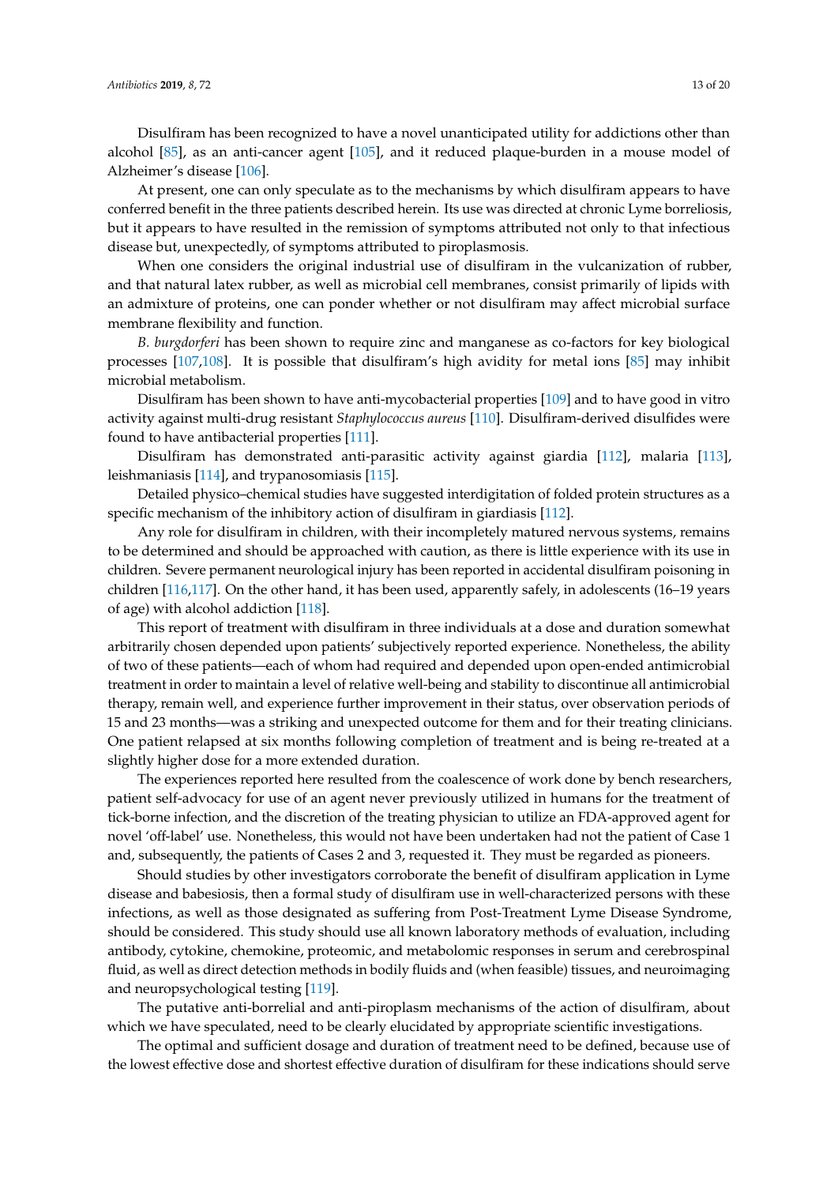Disulfiram has been recognized to have a novel unanticipated utility for addictions other than alcohol [85], as an anti-cancer agent [105], and it reduced plaque-burden in a mouse model of Alzheimer's disease [106].

At present, one can only speculate as to the mechanisms by which disulfiram appears to have conferred benefit in the three patients described herein. Its use was directed at chronic Lyme borreliosis, but it appears to have resulted in the remission of symptoms attributed not only to that infectious disease but, unexpectedly, of symptoms attributed to piroplasmosis.

When one considers the original industrial use of disulfiram in the vulcanization of rubber, and that natural latex rubber, as well as microbial cell membranes, consist primarily of lipids with an admixture of proteins, one can ponder whether or not disulfiram may affect microbial surface membrane flexibility and function.

*B. burgdorferi* has been shown to require zinc and manganese as co-factors for key biological processes [107,108]. It is possible that disulfiram's high avidity for metal ions [85] may inhibit microbial metabolism.

Disulfiram has been shown to have anti-mycobacterial properties [109] and to have good in vitro activity against multi-drug resistant *Staphylococcus aureus* [110]. Disulfiram-derived disulfides were found to have antibacterial properties [111].

Disulfiram has demonstrated anti-parasitic activity against giardia [112], malaria [113], leishmaniasis [114], and trypanosomiasis [115].

Detailed physico–chemical studies have suggested interdigitation of folded protein structures as a specific mechanism of the inhibitory action of disulfiram in giardiasis [112].

Any role for disulfiram in children, with their incompletely matured nervous systems, remains to be determined and should be approached with caution, as there is little experience with its use in children. Severe permanent neurological injury has been reported in accidental disulfiram poisoning in children [116,117]. On the other hand, it has been used, apparently safely, in adolescents (16–19 years of age) with alcohol addiction [118].

This report of treatment with disulfiram in three individuals at a dose and duration somewhat arbitrarily chosen depended upon patients' subjectively reported experience. Nonetheless, the ability of two of these patients—each of whom had required and depended upon open-ended antimicrobial treatment in order to maintain a level of relative well-being and stability to discontinue all antimicrobial therapy, remain well, and experience further improvement in their status, over observation periods of 15 and 23 months—was a striking and unexpected outcome for them and for their treating clinicians. One patient relapsed at six months following completion of treatment and is being re-treated at a slightly higher dose for a more extended duration.

The experiences reported here resulted from the coalescence of work done by bench researchers, patient self-advocacy for use of an agent never previously utilized in humans for the treatment of tick-borne infection, and the discretion of the treating physician to utilize an FDA-approved agent for novel 'off-label' use. Nonetheless, this would not have been undertaken had not the patient of Case 1 and, subsequently, the patients of Cases 2 and 3, requested it. They must be regarded as pioneers.

Should studies by other investigators corroborate the benefit of disulfiram application in Lyme disease and babesiosis, then a formal study of disulfiram use in well-characterized persons with these infections, as well as those designated as suffering from Post-Treatment Lyme Disease Syndrome, should be considered. This study should use all known laboratory methods of evaluation, including antibody, cytokine, chemokine, proteomic, and metabolomic responses in serum and cerebrospinal fluid, as well as direct detection methods in bodily fluids and (when feasible) tissues, and neuroimaging and neuropsychological testing [119].

The putative anti-borrelial and anti-piroplasm mechanisms of the action of disulfiram, about which we have speculated, need to be clearly elucidated by appropriate scientific investigations.

The optimal and sufficient dosage and duration of treatment need to be defined, because use of the lowest effective dose and shortest effective duration of disulfiram for these indications should serve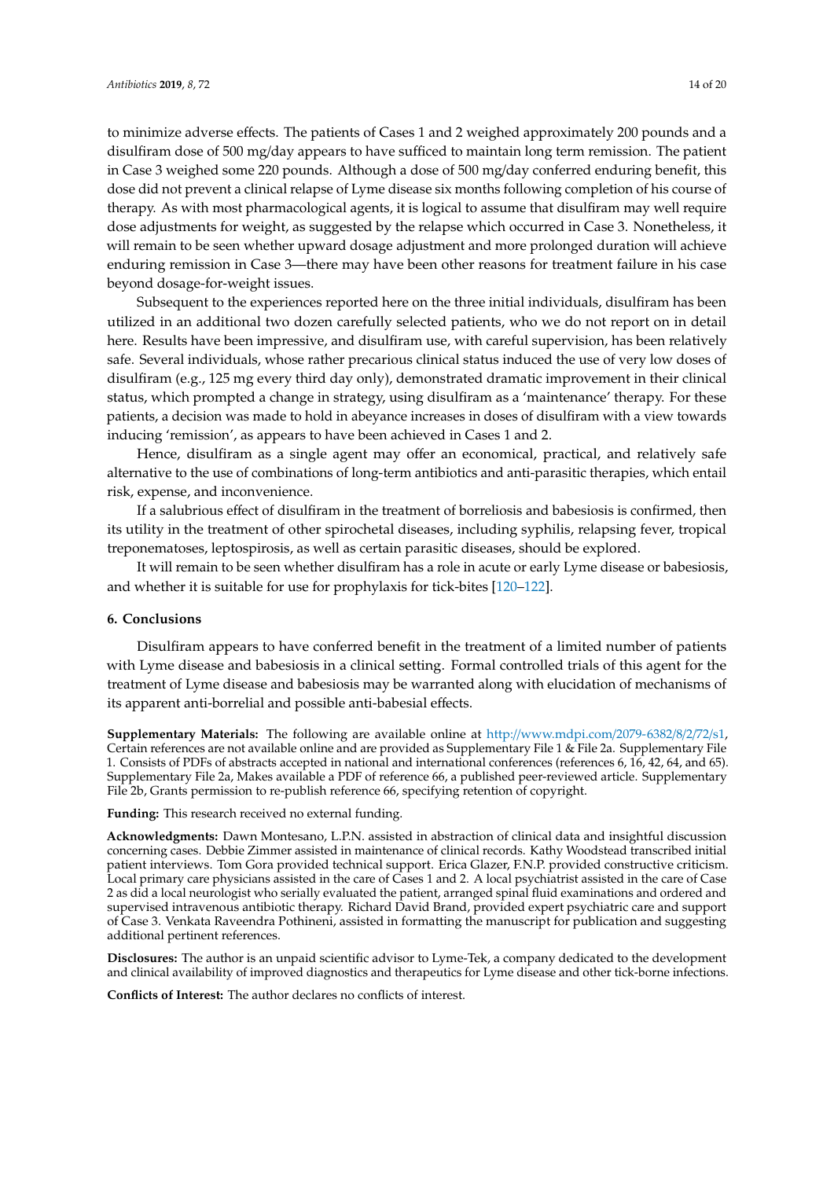to minimize adverse effects. The patients of Cases 1 and 2 weighed approximately 200 pounds and a disulfiram dose of 500 mg/day appears to have sufficed to maintain long term remission. The patient in Case 3 weighed some 220 pounds. Although a dose of 500 mg/day conferred enduring benefit, this dose did not prevent a clinical relapse of Lyme disease six months following completion of his course of therapy. As with most pharmacological agents, it is logical to assume that disulfiram may well require dose adjustments for weight, as suggested by the relapse which occurred in Case 3. Nonetheless, it will remain to be seen whether upward dosage adjustment and more prolonged duration will achieve enduring remission in Case 3—there may have been other reasons for treatment failure in his case beyond dosage-for-weight issues.

Subsequent to the experiences reported here on the three initial individuals, disulfiram has been utilized in an additional two dozen carefully selected patients, who we do not report on in detail here. Results have been impressive, and disulfiram use, with careful supervision, has been relatively safe. Several individuals, whose rather precarious clinical status induced the use of very low doses of disulfiram (e.g., 125 mg every third day only), demonstrated dramatic improvement in their clinical status, which prompted a change in strategy, using disulfiram as a 'maintenance' therapy. For these patients, a decision was made to hold in abeyance increases in doses of disulfiram with a view towards inducing 'remission', as appears to have been achieved in Cases 1 and 2.

Hence, disulfiram as a single agent may offer an economical, practical, and relatively safe alternative to the use of combinations of long-term antibiotics and anti-parasitic therapies, which entail risk, expense, and inconvenience.

If a salubrious effect of disulfiram in the treatment of borreliosis and babesiosis is confirmed, then its utility in the treatment of other spirochetal diseases, including syphilis, relapsing fever, tropical treponematoses, leptospirosis, as well as certain parasitic diseases, should be explored.

It will remain to be seen whether disulfiram has a role in acute or early Lyme disease or babesiosis, and whether it is suitable for use for prophylaxis for tick-bites [120–122].

## 6. Conclusions

Disulfiram appears to have conferred benefit in the treatment of a limited number of patients with Lyme disease and babesiosis in a clinical setting. Formal controlled trials of this agent for the treatment of Lyme disease and babesiosis may be warranted along with elucidation of mechanisms of its apparent anti-borrelial and possible anti-babesial effects.

**Supplementary Materials:** The following are available online at http://www.mdpi.com/2079-6382/8/2/72/s1, Certain references are not available online and are provided as Supplementary File 1 & File 2a. Supplementary File 1. Consists of PDFs of abstracts accepted in national and international conferences (references 6, 16, 42, 64, and 65). Supplementary File 2a, Makes available a PDF of reference 66, a published peer-reviewed article. Supplementary File 2b, Grants permission to re-publish reference 66, specifying retention of copyright.

**Funding:** This research received no external funding.

**Acknowledgments:** Dawn Montesano, L.P.N. assisted in abstraction of clinical data and insightful discussion concerning cases. Debbie Zimmer assisted in maintenance of clinical records. Kathy Woodstead transcribed initial patient interviews. Tom Gora provided technical support. Erica Glazer, F.N.P. provided constructive criticism. Local primary care physicians assisted in the care of Cases 1 and 2. A local psychiatrist assisted in the care of Case 2 as did a local neurologist who serially evaluated the patient, arranged spinal fluid examinations and ordered and supervised intravenous antibiotic therapy. Richard David Brand, provided expert psychiatric care and support of Case 3. Venkata Raveendra Pothineni, assisted in formatting the manuscript for publication and suggesting additional pertinent references.

**Disclosures:** The author is an unpaid scientific advisor to Lyme-Tek, a company dedicated to the development and clinical availability of improved diagnostics and therapeutics for Lyme disease and other tick-borne infections.

**Conflicts of Interest:** The author declares no conflicts of interest.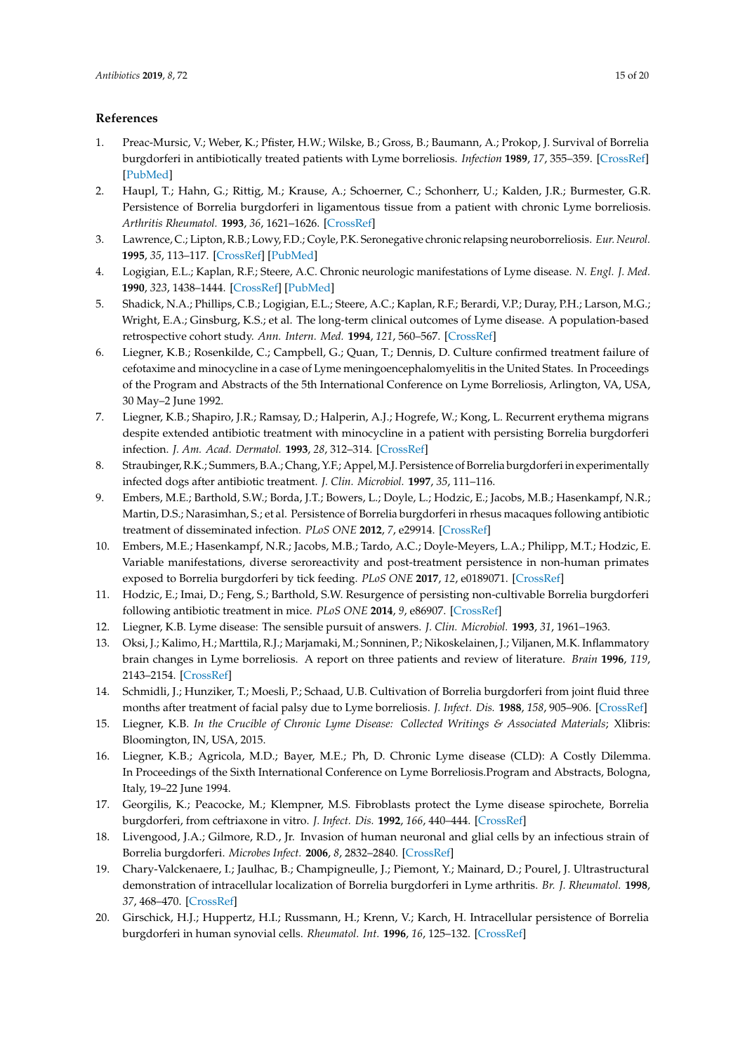## References

1. Preac-Mursic, V.; Weber, K.; Pfister, H.W.; Wilske, B.; Gross, B.; Baumann, A.; Prokop, J. Survival of Borrelia burgdorferi in antibiotically treated patients with Lyme borreliosis. *Infection* **1989**, *17*, 355–359. [CrossRef] [PubMed]
2. Haupl, T.; Hahn, G.; Rittig, M.; Krause, A.; Schoerner, C.; Schonherr, U.; Kalden, J.R.; Burmester, G.R. Persistence of Borrelia burgdorferi in ligamentous tissue from a patient with chronic Lyme borreliosis. *Arthritis Rheumatol.* **1993**, *36*, 1621–1626. [CrossRef]
3. Lawrence, C.; Lipton, R.B.; Lowy, F.D.; Coyle, P.K. Seronegative chronic relapsing neuroborreliosis. *Eur. Neurol.* **1995**, *35*, 113–117. [CrossRef] [PubMed]
4. Logigian, E.L.; Kaplan, R.F.; Steere, A.C. Chronic neurologic manifestations of Lyme disease. *N. Engl. J. Med.* **1990**, *323*, 1438–1444. [CrossRef] [PubMed]
5. Shadick, N.A.; Phillips, C.B.; Logigian, E.L.; Steere, A.C.; Kaplan, R.F.; Berardi, V.P.; Duray, P.H.; Larson, M.G.; Wright, E.A.; Ginsburg, K.S.; et al. The long-term clinical outcomes of Lyme disease. A population-based retrospective cohort study. *Ann. Intern. Med.* **1994**, *121*, 560–567. [CrossRef]
6. Liegner, K.B.; Rosenkilde, C.; Campbell, G.; Quan, T.; Dennis, D. Culture confirmed treatment failure of cefotaxime and minocycline in a case of Lyme meningoencephalomyelitis in the United States. In Proceedings of the Program and Abstracts of the 5th International Conference on Lyme Borreliosis, Arlington, VA, USA, 30 May–2 June 1992.
7. Liegner, K.B.; Shapiro, J.R.; Ramsay, D.; Halperin, A.J.; Hogrefe, W.; Kong, L. Recurrent erythema migrans despite extended antibiotic treatment with minocycline in a patient with persisting Borrelia burgdorferi infection. *J. Am. Acad. Dermatol.* **1993**, *28*, 312–314. [CrossRef]
8. Straubinger, R.K.; Summers, B.A.; Chang, Y.F.; Appel, M.J. Persistence of Borrelia burgdorferi in experimentally infected dogs after antibiotic treatment. *J. Clin. Microbiol.* **1997**, *35*, 111–116.
9. Embers, M.E.; Barthold, S.W.; Borda, J.T.; Bowers, L.; Doyle, L.; Hodzic, E.; Jacobs, M.B.; Hasenkampf, N.R.; Martin, D.S.; Narasimhan, S.; et al. Persistence of Borrelia burgdorferi in rhesus macaques following antibiotic treatment of disseminated infection. *PLoS ONE* **2012**, *7*, e29914. [CrossRef]
10. Embers, M.E.; Hasenkampf, N.R.; Jacobs, M.B.; Tardo, A.C.; Doyle-Meyers, L.A.; Philipp, M.T.; Hodzic, E. Variable manifestations, diverse seroreactivity and post-treatment persistence in non-human primates exposed to Borrelia burgdorferi by tick feeding. *PLoS ONE* **2017**, *12*, e0189071. [CrossRef]
11. Hodzic, E.; Imai, D.; Feng, S.; Barthold, S.W. Resurgence of persisting non-cultivable Borrelia burgdorferi following antibiotic treatment in mice. *PLoS ONE* **2014**, *9*, e86907. [CrossRef]
12. Liegner, K.B. Lyme disease: The sensible pursuit of answers. *J. Clin. Microbiol.* **1993**, *31*, 1961–1963.
13. Oksi, J.; Kalimo, H.; Marttila, R.J.; Marjamaki, M.; Sonninen, P.; Nikoskelainen, J.; Viljanen, M.K. Inflammatory brain changes in Lyme borreliosis. A report on three patients and review of literature. *Brain* **1996**, *119*, 2143–2154. [CrossRef]
14. Schmidli, J.; Hunziker, T.; Moesli, P.; Schaad, U.B. Cultivation of Borrelia burgdorferi from joint fluid three months after treatment of facial palsy due to Lyme borreliosis. *J. Infect. Dis.* **1988**, *158*, 905–906. [CrossRef]
15. Liegner, K.B. *In the Crucible of Chronic Lyme Disease: Collected Writings & Associated Materials*; Xlibris: Bloomington, IN, USA, 2015.
16. Liegner, K.B.; Agricola, M.D.; Bayer, M.E.; Ph, D. Chronic Lyme disease (CLD): A Costly Dilemma. In Proceedings of the Sixth International Conference on Lyme Borreliosis.Program and Abstracts, Bologna, Italy, 19–22 June 1994.
17. Georgilis, K.; Peacocke, M.; Klempner, M.S. Fibroblasts protect the Lyme disease spirochete, Borrelia burgdorferi, from ceftriaxone in vitro. *J. Infect. Dis.* **1992**, *166*, 440–444. [CrossRef]
18. Livengood, J.A.; Gilmore, R.D., Jr. Invasion of human neuronal and glial cells by an infectious strain of Borrelia burgdorferi. *Microbes Infect.* **2006**, *8*, 2832–2840. [CrossRef]
19. Chary-Valckenaere, I.; Jaulhac, B.; Champigneulle, J.; Piemont, Y.; Mainard, D.; Pourel, J. Ultrastructural demonstration of intracellular localization of Borrelia burgdorferi in Lyme arthritis. *Br. J. Rheumatol.* **1998**, *37*, 468–470. [CrossRef]
20. Girschick, H.J.; Huppertz, H.I.; Russmann, H.; Krenn, V.; Karch, H. Intracellular persistence of Borrelia burgdorferi in human synovial cells. *Rheumatol. Int.* **1996**, *16*, 125–132. [CrossRef]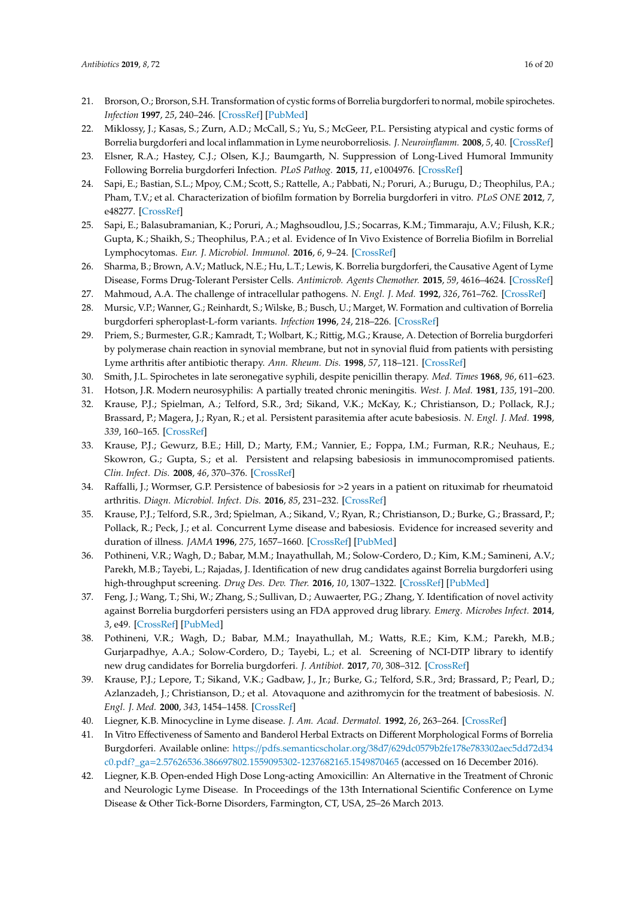21. Brorson, O.; Brorson, S.H. Transformation of cystic forms of Borrelia burgdorferi to normal, mobile spirochetes. *Infection* **1997**, *25*, 240–246. [CrossRef] [PubMed]
22. Miklossy, J.; Kasas, S.; Zurn, A.D.; McCall, S.; Yu, S.; McGeer, P.L. Persisting atypical and cystic forms of Borrelia burgdorferi and local inflammation in Lyme neuroborreliosis. *J. Neuroinflamm.* **2008**, *5*, 40. [CrossRef]
23. Elsner, R.A.; Hastey, C.J.; Olsen, K.J.; Baumgarth, N. Suppression of Long-Lived Humoral Immunity Following Borrelia burgdorferi Infection. *PLoS Pathog.* **2015**, *11*, e1004976. [CrossRef]
24. Sapi, E.; Bastian, S.L.; Mpoy, C.M.; Scott, S.; Rattelle, A.; Pabbati, N.; Poruri, A.; Burugu, D.; Theophilus, P.A.; Pham, T.V.; et al. Characterization of biofilm formation by Borrelia burgdorferi in vitro. *PLoS ONE* **2012**, *7*, e48277. [CrossRef]
25. Sapi, E.; Balasubramanian, K.; Poruri, A.; Maghsoudlou, J.S.; Socarras, K.M.; Timmaraju, A.V.; Filush, K.R.; Gupta, K.; Shaikh, S.; Theophilus, P.A.; et al. Evidence of In Vivo Existence of Borrelia Biofilm in Borrelial Lymphocytomas. *Eur. J. Microbiol. Immunol.* **2016**, *6*, 9–24. [CrossRef]
26. Sharma, B.; Brown, A.V.; Matluck, N.E.; Hu, L.T.; Lewis, K. Borrelia burgdorferi, the Causative Agent of Lyme Disease, Forms Drug-Tolerant Persister Cells. *Antimicrob. Agents Chemother.* **2015**, *59*, 4616–4624. [CrossRef]
27. Mahmoud, A.A. The challenge of intracellular pathogens. *N. Engl. J. Med.* **1992**, *326*, 761–762. [CrossRef]
28. Mursic, V.P.; Wanner, G.; Reinhardt, S.; Wilske, B.; Busch, U.; Marget, W. Formation and cultivation of Borrelia burgdorferi spheroplast-L-form variants. *Infection* **1996**, *24*, 218–226. [CrossRef]
29. Priem, S.; Burmester, G.R.; Kamradt, T.; Wolbart, K.; Rittig, M.G.; Krause, A. Detection of Borrelia burgdorferi by polymerase chain reaction in synovial membrane, but not in synovial fluid from patients with persisting Lyme arthritis after antibiotic therapy. *Ann. Rheum. Dis.* **1998**, *57*, 118–121. [CrossRef]
30. Smith, J.L. Spirochetes in late seronegative syphili, despite penicillin therapy. *Med. Times* **1968**, *96*, 611–623.
31. Hotson, J.R. Modern neurosyphilis: A partially treated chronic meningitis. *West. J. Med.* **1981**, *135*, 191–200.
32. Krause, P.J.; Spielman, A.; Telford, S.R., 3rd; Sikand, V.K.; McKay, K.; Christianson, D.; Pollack, R.J.; Brassard, P.; Magera, J.; Ryan, R.; et al. Persistent parasitemia after acute babesiosis. *N. Engl. J. Med.* **1998**, *339*, 160–165. [CrossRef]
33. Krause, P.J.; Gewurz, B.E.; Hill, D.; Marty, F.M.; Vannier, E.; Foppa, I.M.; Furman, R.R.; Neuhaus, E.; Skowron, G.; Gupta, S.; et al. Persistent and relapsing babesiosis in immunocompromised patients. *Clin. Infect. Dis.* **2008**, *46*, 370–376. [CrossRef]
34. Raffalli, J.; Wormser, G.P. Persistence of babesiosis for >2 years in a patient on rituximab for rheumatoid arthritis. *Diagn. Microbiol. Infect. Dis.* **2016**, *85*, 231–232. [CrossRef]
35. Krause, P.J.; Telford, S.R., 3rd; Spielman, A.; Sikand, V.; Ryan, R.; Christianson, D.; Burke, G.; Brassard, P.; Pollack, R.; Peck, J.; et al. Concurrent Lyme disease and babesiosis. Evidence for increased severity and duration of illness. *JAMA* **1996**, *275*, 1657–1660. [CrossRef] [PubMed]
36. Pothineni, V.R.; Wagh, D.; Babar, M.M.; Inayathullah, M.; Solow-Cordero, D.; Kim, K.M.; Samineni, A.V.; Parekh, M.B.; Tayebi, L.; Rajadas, J. Identification of new drug candidates against Borrelia burgdorferi using high-throughput screening. *Drug Des. Dev. Ther.* **2016**, *10*, 1307–1322. [CrossRef] [PubMed]
37. Feng, J.; Wang, T.; Shi, W.; Zhang, S.; Sullivan, D.; Auwaerter, P.G.; Zhang, Y. Identification of novel activity against Borrelia burgdorferi persisters using an FDA approved drug library. *Emerg. Microbes Infect.* **2014**, *3*, e49. [CrossRef] [PubMed]
38. Pothineni, V.R.; Wagh, D.; Babar, M.M.; Inayathullah, M.; Watts, R.E.; Kim, K.M.; Parekh, M.B.; Gurjarpadhye, A.A.; Solow-Cordero, D.; Tayebi, L.; et al. Screening of NCI-DTP library to identify new drug candidates for Borrelia burgdorferi. *J. Antibiot.* **2017**, *70*, 308–312. [CrossRef]
39. Krause, P.J.; Lepore, T.; Sikand, V.K.; Gadbaw, J., Jr.; Burke, G.; Telford, S.R., 3rd; Brassard, P.; Pearl, D.; Azlanzadeh, J.; Christianson, D.; et al. Atovaquone and azithromycin for the treatment of babesiosis. *N. Engl. J. Med.* **2000**, *343*, 1454–1458. [CrossRef]
40. Liegner, K.B. Minocycline in Lyme disease. *J. Am. Acad. Dermatol.* **1992**, *26*, 263–264. [CrossRef]
41. In Vitro Effectiveness of Samento and Banderol Herbal Extracts on Different Morphological Forms of Borrelia Burgdorferi. Available online: https://pdfs.semanticscholar.org/38d7/629dc0579b2fe178e783302aec5dd72d34c0.pdf?_ga=2.57626536.386697802.1559095302-1237682165.1549870465 (accessed on 16 December 2016).
42. Liegner, K.B. Open-ended High Dose Long-acting Amoxicillin: An Alternative in the Treatment of Chronic and Neurologic Lyme Disease. In Proceedings of the 13th International Scientific Conference on Lyme Disease & Other Tick-Borne Disorders, Farmington, CT, USA, 25–26 March 2013.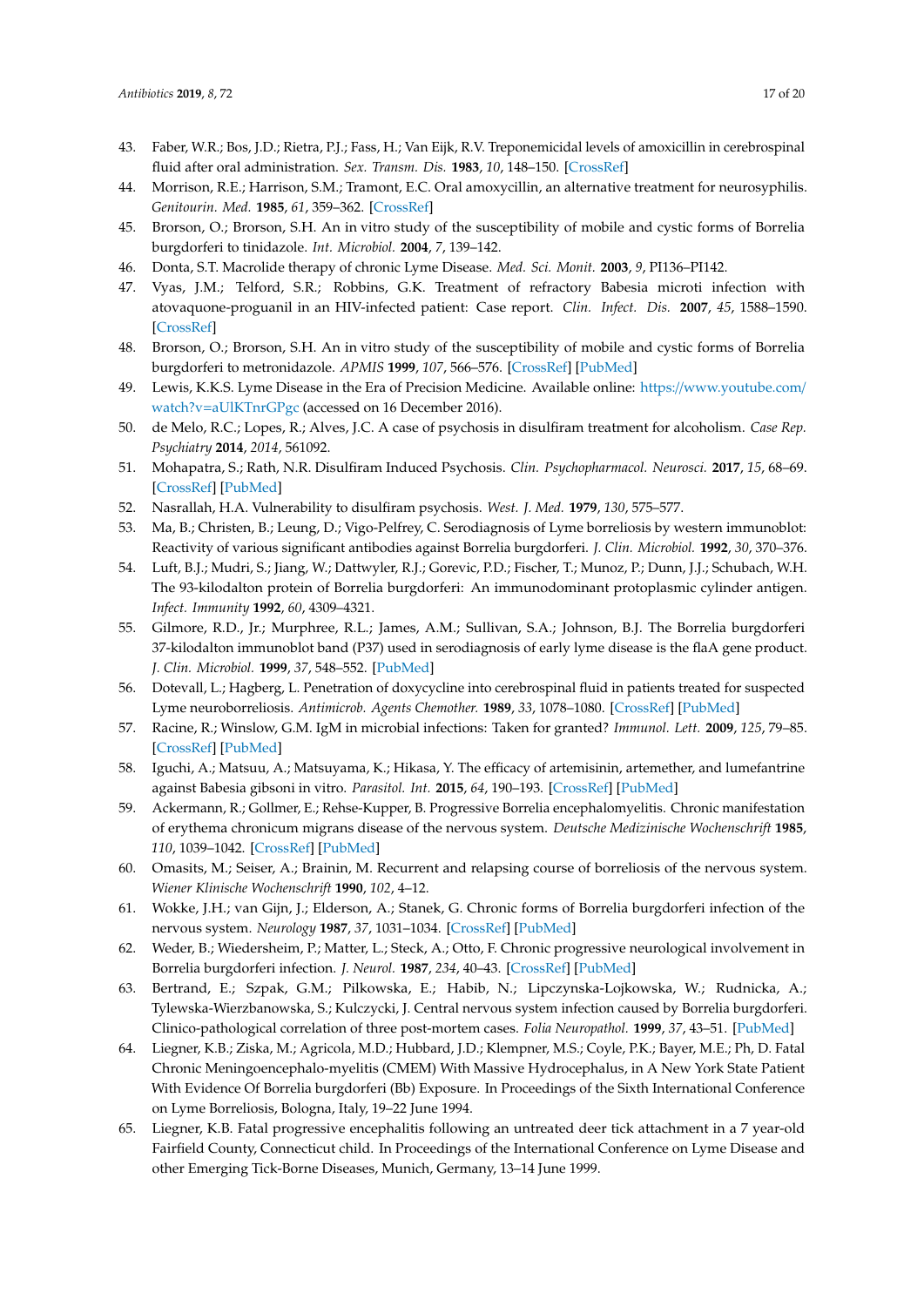43. Faber, W.R.; Bos, J.D.; Rietra, P.J.; Fass, H.; Van Eijk, R.V. Treponemicidal levels of amoxicillin in cerebrospinal fluid after oral administration. *Sex. Transm. Dis.* **1983**, *10*, 148–150. [CrossRef]
44. Morrison, R.E.; Harrison, S.M.; Tramont, E.C. Oral amoxycillin, an alternative treatment for neurosyphilis. *Genitourin. Med.* **1985**, *61*, 359–362. [CrossRef]
45. Brorson, O.; Brorson, S.H. An in vitro study of the susceptibility of mobile and cystic forms of Borrelia burgdorferi to tinidazole. *Int. Microbiol.* **2004**, *7*, 139–142.
46. Donta, S.T. Macrolide therapy of chronic Lyme Disease. *Med. Sci. Monit.* **2003**, *9*, PI136–PI142.
47. Vyas, J.M.; Telford, S.R.; Robbins, G.K. Treatment of refractory Babesia microti infection with atovaquone-proguanil in an HIV-infected patient: Case report. *Clin. Infect. Dis.* **2007**, *45*, 1588–1590. [CrossRef]
48. Brorson, O.; Brorson, S.H. An in vitro study of the susceptibility of mobile and cystic forms of Borrelia burgdorferi to metronidazole. *APMIS* **1999**, *107*, 566–576. [CrossRef] [PubMed]
49. Lewis, K.K.S. Lyme Disease in the Era of Precision Medicine. Available online: https://www.youtube.com/watch?v=aUlKTnrGPgc (accessed on 16 December 2016).
50. de Melo, R.C.; Lopes, R.; Alves, J.C. A case of psychosis in disulfiram treatment for alcoholism. *Case Rep. Psychiatry* **2014**, *2014*, 561092.
51. Mohapatra, S.; Rath, N.R. Disulfiram Induced Psychosis. *Clin. Psychopharmacol. Neurosci.* **2017**, *15*, 68–69. [CrossRef] [PubMed]
52. Nasrallah, H.A. Vulnerability to disulfiram psychosis. *West. J. Med.* **1979**, *130*, 575–577.
53. Ma, B.; Christen, B.; Leung, D.; Vigo-Pelfrey, C. Serodiagnosis of Lyme borreliosis by western immunoblot: Reactivity of various significant antibodies against Borrelia burgdorferi. *J. Clin. Microbiol.* **1992**, *30*, 370–376.
54. Luft, B.J.; Mudri, S.; Jiang, W.; Dattwyler, R.J.; Gorevic, P.D.; Fischer, T.; Munoz, P.; Dunn, J.J.; Schubach, W.H. The 93-kilodalton protein of Borrelia burgdorferi: An immunodominant protoplasmic cylinder antigen. *Infect. Immunity* **1992**, *60*, 4309–4321.
55. Gilmore, R.D., Jr.; Murphree, R.L.; James, A.M.; Sullivan, S.A.; Johnson, B.J. The Borrelia burgdorferi 37-kilodalton immunoblot band (P37) used in serodiagnosis of early lyme disease is the flaA gene product. *J. Clin. Microbiol.* **1999**, *37*, 548–552. [PubMed]
56. Dotevall, L.; Hagberg, L. Penetration of doxycycline into cerebrospinal fluid in patients treated for suspected Lyme neuroborreliosis. *Antimicrob. Agents Chemother.* **1989**, *33*, 1078–1080. [CrossRef] [PubMed]
57. Racine, R.; Winslow, G.M. IgM in microbial infections: Taken for granted? *Immunol. Lett.* **2009**, *125*, 79–85. [CrossRef] [PubMed]
58. Iguchi, A.; Matsuu, A.; Matsuyama, K.; Hikasa, Y. The efficacy of artemisinin, artemether, and lumefantrine against Babesia gibsoni in vitro. *Parasitol. Int.* **2015**, *64*, 190–193. [CrossRef] [PubMed]
59. Ackermann, R.; Gollmer, E.; Rehse-Kupper, B. Progressive Borrelia encephalomyelitis. Chronic manifestation of erythema chronicum migrans disease of the nervous system. *Deutsche Medizinische Wochenschrift* **1985**, *110*, 1039–1042. [CrossRef] [PubMed]
60. Omasits, M.; Seiser, A.; Brainin, M. Recurrent and relapsing course of borreliosis of the nervous system. *Wiener Klinische Wochenschrift* **1990**, *102*, 4–12.
61. Wokke, J.H.; van Gijn, J.; Elderson, A.; Stanek, G. Chronic forms of Borrelia burgdorferi infection of the nervous system. *Neurology* **1987**, *37*, 1031–1034. [CrossRef] [PubMed]
62. Weder, B.; Wiedersheim, P.; Matter, L.; Steck, A.; Otto, F. Chronic progressive neurological involvement in Borrelia burgdorferi infection. *J. Neurol.* **1987**, *234*, 40–43. [CrossRef] [PubMed]
63. Bertrand, E.; Szpak, G.M.; Pilkowska, E.; Habib, N.; Lipczynska-Lojkowska, W.; Rudnicka, A.; Tylewska-Wierzbanowska, S.; Kulczycki, J. Central nervous system infection caused by Borrelia burgdorferi. Clinico-pathological correlation of three post-mortem cases. *Folia Neuropathol.* **1999**, *37*, 43–51. [PubMed]
64. Liegner, K.B.; Ziska, M.; Agricola, M.D.; Hubbard, J.D.; Klempner, M.S.; Coyle, P.K.; Bayer, M.E.; Ph, D. Fatal Chronic Meningoencephalo-myelitis (CMEM) With Massive Hydrocephalus, in A New York State Patient With Evidence Of Borrelia burgdorferi (Bb) Exposure. In Proceedings of the Sixth International Conference on Lyme Borreliosis, Bologna, Italy, 19–22 June 1994.
65. Liegner, K.B. Fatal progressive encephalitis following an untreated deer tick attachment in a 7 year-old Fairfield County, Connecticut child. In Proceedings of the International Conference on Lyme Disease and other Emerging Tick-Borne Diseases, Munich, Germany, 13–14 June 1999.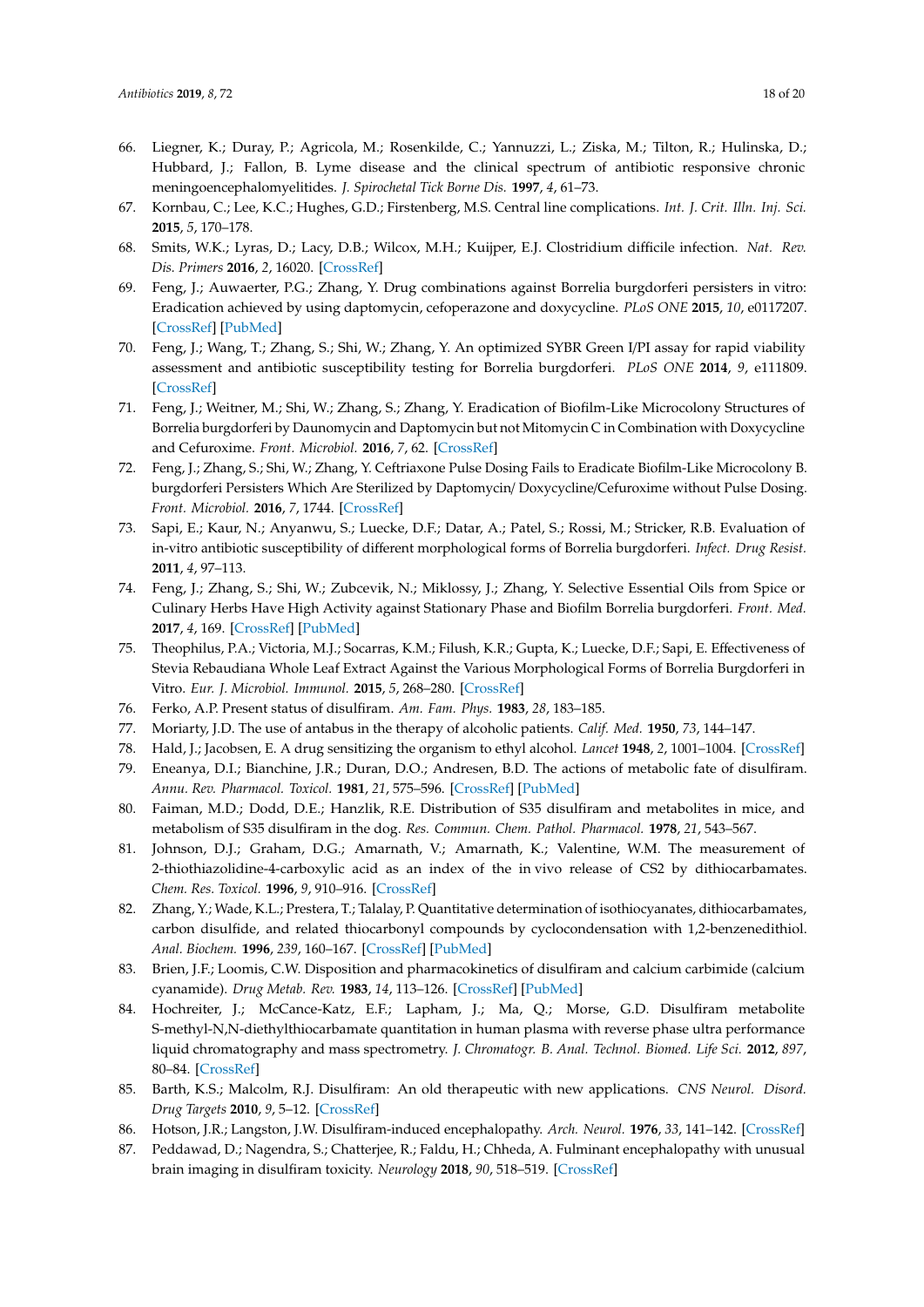66. Liegner, K.; Duray, P.; Agricola, M.; Rosenkilde, C.; Yannuzzi, L.; Ziska, M.; Tilton, R.; Hulinska, D.; Hubbard, J.; Fallon, B. Lyme disease and the clinical spectrum of antibiotic responsive chronic meningoencephalomyelitides. *J. Spirochetal Tick Borne Dis.* **1997**, *4*, 61–73.
67. Kornbau, C.; Lee, K.C.; Hughes, G.D.; Firstenberg, M.S. Central line complications. *Int. J. Crit. Illn. Inj. Sci.* **2015**, *5*, 170–178.
68. Smits, W.K.; Lyras, D.; Lacy, D.B.; Wilcox, M.H.; Kuijper, E.J. Clostridium difficile infection. *Nat. Rev. Dis. Primers* **2016**, *2*, 16020. [CrossRef]
69. Feng, J.; Auwaerter, P.G.; Zhang, Y. Drug combinations against Borrelia burgdorferi persisters in vitro: Eradication achieved by using daptomycin, cefoperazone and doxycycline. *PLoS ONE* **2015**, *10*, e0117207. [CrossRef] [PubMed]
70. Feng, J.; Wang, T.; Zhang, S.; Shi, W.; Zhang, Y. An optimized SYBR Green I/PI assay for rapid viability assessment and antibiotic susceptibility testing for Borrelia burgdorferi. *PLoS ONE* **2014**, *9*, e111809. [CrossRef]
71. Feng, J.; Weitner, M.; Shi, W.; Zhang, S.; Zhang, Y. Eradication of Biofilm-Like Microcolony Structures of Borrelia burgdorferi by Daunomycin and Daptomycin but not Mitomycin C in Combination with Doxycycline and Cefuroxime. *Front. Microbiol.* **2016**, *7*, 62. [CrossRef]
72. Feng, J.; Zhang, S.; Shi, W.; Zhang, Y. Ceftriaxone Pulse Dosing Fails to Eradicate Biofilm-Like Microcolony B. burgdorferi Persisters Which Are Sterilized by Daptomycin/ Doxycycline/Cefuroxime without Pulse Dosing. *Front. Microbiol.* **2016**, *7*, 1744. [CrossRef]
73. Sapi, E.; Kaur, N.; Anyanwu, S.; Luecke, D.F.; Datar, A.; Patel, S.; Rossi, M.; Stricker, R.B. Evaluation of in-vitro antibiotic susceptibility of different morphological forms of Borrelia burgdorferi. *Infect. Drug Resist.* **2011**, *4*, 97–113.
74. Feng, J.; Zhang, S.; Shi, W.; Zubcevik, N.; Miklossy, J.; Zhang, Y. Selective Essential Oils from Spice or Culinary Herbs Have High Activity against Stationary Phase and Biofilm Borrelia burgdorferi. *Front. Med.* **2017**, *4*, 169. [CrossRef] [PubMed]
75. Theophilus, P.A.; Victoria, M.J.; Socarras, K.M.; Filush, K.R.; Gupta, K.; Luecke, D.F.; Sapi, E. Effectiveness of Stevia Rebaudiana Whole Leaf Extract Against the Various Morphological Forms of Borrelia Burgdorferi in Vitro. *Eur. J. Microbiol. Immunol.* **2015**, *5*, 268–280. [CrossRef]
76. Ferko, A.P. Present status of disulfiram. *Am. Fam. Phys.* **1983**, *28*, 183–185.
77. Moriarty, J.D. The use of antabus in the therapy of alcoholic patients. *Calif. Med.* **1950**, *73*, 144–147.
78. Hald, J.; Jacobsen, E. A drug sensitizing the organism to ethyl alcohol. *Lancet* **1948**, *2*, 1001–1004. [CrossRef]
79. Eneanya, D.I.; Bianchine, J.R.; Duran, D.O.; Andresen, B.D. The actions of metabolic fate of disulfiram. *Annu. Rev. Pharmacol. Toxicol.* **1981**, *21*, 575–596. [CrossRef] [PubMed]
80. Faiman, M.D.; Dodd, D.E.; Hanzlik, R.E. Distribution of S35 disulfiram and metabolites in mice, and metabolism of S35 disulfiram in the dog. *Res. Commun. Chem. Pathol. Pharmacol.* **1978**, *21*, 543–567.
81. Johnson, D.J.; Graham, D.G.; Amarnath, V.; Amarnath, K.; Valentine, W.M. The measurement of 2-thiothiazolidine-4-carboxylic acid as an index of the in vivo release of CS2 by dithiocarbamates. *Chem. Res. Toxicol.* **1996**, *9*, 910–916. [CrossRef]
82. Zhang, Y.; Wade, K.L.; Prestera, T.; Talalay, P. Quantitative determination of isothiocyanates, dithiocarbamates, carbon disulfide, and related thiocarbonyl compounds by cyclocondensation with 1,2-benzenedithiol. *Anal. Biochem.* **1996**, *239*, 160–167. [CrossRef] [PubMed]
83. Brien, J.F.; Loomis, C.W. Disposition and pharmacokinetics of disulfiram and calcium carbimide (calcium cyanamide). *Drug Metab. Rev.* **1983**, *14*, 113–126. [CrossRef] [PubMed]
84. Hochreiter, J.; McCance-Katz, E.F.; Lapham, J.; Ma, Q.; Morse, G.D. Disulfiram metabolite S-methyl-N,N-diethylthiocarbamate quantitation in human plasma with reverse phase ultra performance liquid chromatography and mass spectrometry. *J. Chromatogr. B. Anal. Technol. Biomed. Life Sci.* **2012**, *897*, 80–84. [CrossRef]
85. Barth, K.S.; Malcolm, R.J. Disulfiram: An old therapeutic with new applications. *CNS Neurol. Disord. Drug Targets* **2010**, *9*, 5–12. [CrossRef]
86. Hotson, J.R.; Langston, J.W. Disulfiram-induced encephalopathy. *Arch. Neurol.* **1976**, *33*, 141–142. [CrossRef]
87. Peddawad, D.; Nagendra, S.; Chatterjee, R.; Faldu, H.; Chheda, A. Fulminant encephalopathy with unusual brain imaging in disulfiram toxicity. *Neurology* **2018**, *90*, 518–519. [CrossRef]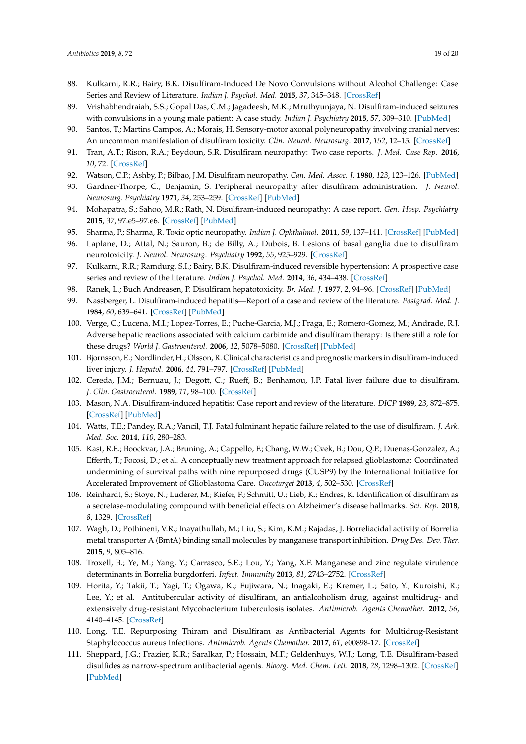88. Kulkarni, R.R.; Bairy, B.K. Disulfiram-Induced De Novo Convulsions without Alcohol Challenge: Case Series and Review of Literature. *Indian J. Psychol. Med.* **2015**, *37*, 345–348. [CrossRef]
89. Vrishabhendraiah, S.S.; Gopal Das, C.M.; Jagadeesh, M.K.; Mruthyunjaya, N. Disulfiram-induced seizures with convulsions in a young male patient: A case study. *Indian J. Psychiatry* **2015**, *57*, 309–310. [PubMed]
90. Santos, T.; Martins Campos, A.; Morais, H. Sensory-motor axonal polyneuropathy involving cranial nerves: An uncommon manifestation of disulfiram toxicity. *Clin. Neurol. Neurosurg.* **2017**, *152*, 12–15. [CrossRef]
91. Tran, A.T.; Rison, R.A.; Beydoun, S.R. Disulfiram neuropathy: Two case reports. *J. Med. Case Rep.* **2016**, *10*, 72. [CrossRef]
92. Watson, C.P.; Ashby, P.; Bilbao, J.M. Disulfiram neuropathy. *Can. Med. Assoc. J.* **1980**, *123*, 123–126. [PubMed]
93. Gardner-Thorpe, C.; Benjamin, S. Peripheral neuropathy after disulfiram administration. *J. Neurol. Neurosurg. Psychiatry* **1971**, *34*, 253–259. [CrossRef] [PubMed]
94. Mohapatra, S.; Sahoo, M.R.; Rath, N. Disulfiram-induced neuropathy: A case report. *Gen. Hosp. Psychiatry* **2015**, *37*, 97.e5–97.e6. [CrossRef] [PubMed]
95. Sharma, P.; Sharma, R. Toxic optic neuropathy. *Indian J. Ophthalmol.* **2011**, *59*, 137–141. [CrossRef] [PubMed]
96. Laplane, D.; Attal, N.; Sauron, B.; de Billy, A.; Dubois, B. Lesions of basal ganglia due to disulfiram neurotoxicity. *J. Neurol. Neurosurg. Psychiatry* **1992**, *55*, 925–929. [CrossRef]
97. Kulkarni, R.R.; Ramdurg, S.I.; Bairy, B.K. Disulfiram-induced reversible hypertension: A prospective case series and review of the literature. *Indian J. Psychol. Med.* **2014**, *36*, 434–438. [CrossRef]
98. Ranek, L.; Buch Andreasen, P. Disulfiram hepatotoxicity. *Br. Med. J.* **1977**, *2*, 94–96. [CrossRef] [PubMed]
99. Nassberger, L. Disulfiram-induced hepatitis—Report of a case and review of the literature. *Postgrad. Med. J.* **1984**, *60*, 639–641. [CrossRef] [PubMed]
100. Verge, C.; Lucena, M.I.; Lopez-Torres, E.; Puche-Garcia, M.J.; Fraga, E.; Romero-Gomez, M.; Andrade, R.J. Adverse hepatic reactions associated with calcium carbimide and disulfiram therapy: Is there still a role for these drugs? *World J. Gastroenterol.* **2006**, *12*, 5078–5080. [CrossRef] [PubMed]
101. Bjornsson, E.; Nordlinder, H.; Olsson, R. Clinical characteristics and prognostic markers in disulfiram-induced liver injury. *J. Hepatol.* **2006**, *44*, 791–797. [CrossRef] [PubMed]
102. Cereda, J.M.; Bernuau, J.; Degott, C.; Rueff, B.; Benhamou, J.P. Fatal liver failure due to disulfiram. *J. Clin. Gastroenterol.* **1989**, *11*, 98–100. [CrossRef]
103. Mason, N.A. Disulfiram-induced hepatitis: Case report and review of the literature. *DICP* **1989**, *23*, 872–875. [CrossRef] [PubMed]
104. Watts, T.E.; Pandey, R.A.; Vancil, T.J. Fatal fulminant hepatic failure related to the use of disulfiram. *J. Ark. Med. Soc.* **2014**, *110*, 280–283.
105. Kast, R.E.; Boockvar, J.A.; Bruning, A.; Cappello, F.; Chang, W.W.; Cvek, B.; Dou, Q.P.; Duenas-Gonzalez, A.; Efferth, T.; Focosi, D.; et al. A conceptually new treatment approach for relapsed glioblastoma: Coordinated undermining of survival paths with nine repurposed drugs (CUSP9) by the International Initiative for Accelerated Improvement of Glioblastoma Care. *Oncotarget* **2013**, *4*, 502–530. [CrossRef]
106. Reinhardt, S.; Stoye, N.; Luderer, M.; Kiefer, F.; Schmitt, U.; Lieb, K.; Endres, K. Identification of disulfiram as a secretase-modulating compound with beneficial effects on Alzheimer's disease hallmarks. *Sci. Rep.* **2018**, *8*, 1329. [CrossRef]
107. Wagh, D.; Pothineni, V.R.; Inayathullah, M.; Liu, S.; Kim, K.M.; Rajadas, J. Borreliacidal activity of Borrelia metal transporter A (BmtA) binding small molecules by manganese transport inhibition. *Drug Des. Dev. Ther.* **2015**, *9*, 805–816.
108. Troxell, B.; Ye, M.; Yang, Y.; Carrasco, S.E.; Lou, Y.; Yang, X.F. Manganese and zinc regulate virulence determinants in Borrelia burgdorferi. *Infect. Immunity* **2013**, *81*, 2743–2752. [CrossRef]
109. Horita, Y.; Takii, T.; Yagi, T.; Ogawa, K.; Fujiwara, N.; Inagaki, E.; Kremer, L.; Sato, Y.; Kuroishi, R.; Lee, Y.; et al. Antitubercular activity of disulfiram, an antialcoholism drug, against multidrug- and extensively drug-resistant Mycobacterium tuberculosis isolates. *Antimicrob. Agents Chemother.* **2012**, *56*, 4140–4145. [CrossRef]
110. Long, T.E. Repurposing Thiram and Disulfiram as Antibacterial Agents for Multidrug-Resistant Staphylococcus aureus Infections. *Antimicrob. Agents Chemother.* **2017**, *61*, e00898-17. [CrossRef]
111. Sheppard, J.G.; Frazier, K.R.; Saralkar, P.; Hossain, M.F.; Geldenhuys, W.J.; Long, T.E. Disulfiram-based disulfides as narrow-spectrum antibacterial agents. *Bioorg. Med. Chem. Lett.* **2018**, *28*, 1298–1302. [CrossRef] [PubMed]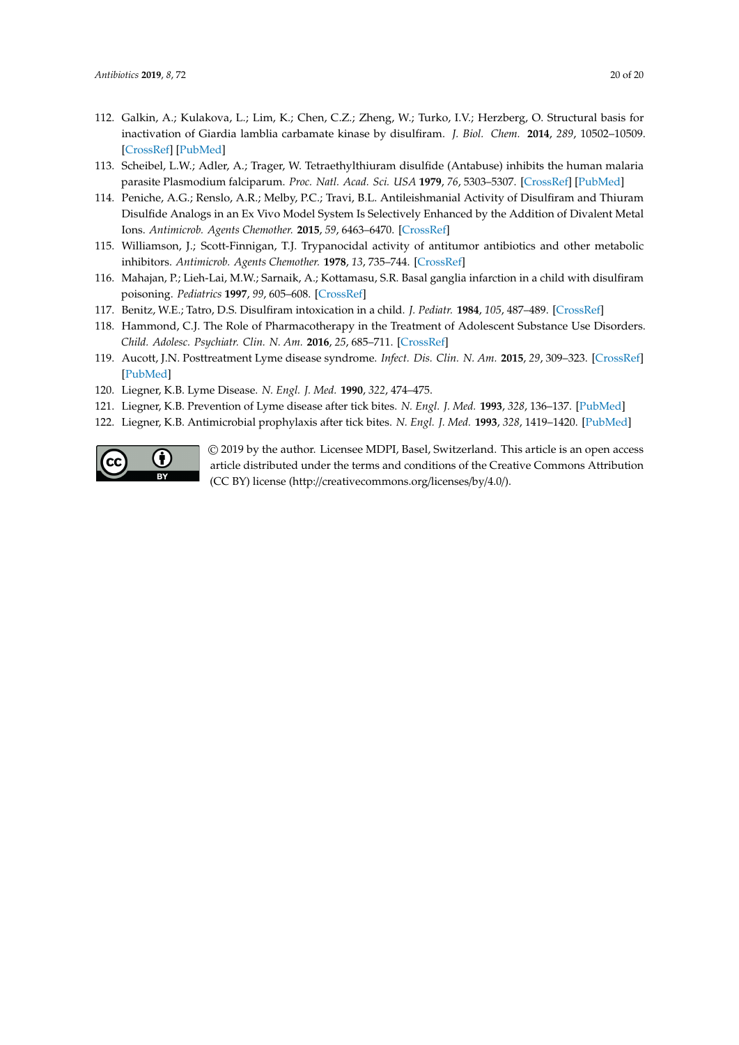112. Galkin, A.; Kulakova, L.; Lim, K.; Chen, C.Z.; Zheng, W.; Turko, I.V.; Herzberg, O. Structural basis for inactivation of Giardia lamblia carbamate kinase by disulfiram. *J. Biol. Chem.* **2014**, *289*, 10502–10509. [CrossRef] [PubMed]
113. Scheibel, L.W.; Adler, A.; Trager, W. Tetraethylthiuram disulfide (Antabuse) inhibits the human malaria parasite Plasmodium falciparum. *Proc. Natl. Acad. Sci. USA* **1979**, *76*, 5303–5307. [CrossRef] [PubMed]
114. Peniche, A.G.; Renslo, A.R.; Melby, P.C.; Travi, B.L. Antileishmanial Activity of Disulfiram and Thiuram Disulfide Analogs in an Ex Vivo Model System Is Selectively Enhanced by the Addition of Divalent Metal Ions. *Antimicrob. Agents Chemother.* **2015**, *59*, 6463–6470. [CrossRef]
115. Williamson, J.; Scott-Finnigan, T.J. Trypanocidal activity of antitumor antibiotics and other metabolic inhibitors. *Antimicrob. Agents Chemother.* **1978**, *13*, 735–744. [CrossRef]
116. Mahajan, P.; Lieh-Lai, M.W.; Sarnaik, A.; Kottamasu, S.R. Basal ganglia infarction in a child with disulfiram poisoning. *Pediatrics* **1997**, *99*, 605–608. [CrossRef]
117. Benitz, W.E.; Tatro, D.S. Disulfiram intoxication in a child. *J. Pediatr.* **1984**, *105*, 487–489. [CrossRef]
118. Hammond, C.J. The Role of Pharmacotherapy in the Treatment of Adolescent Substance Use Disorders. *Child. Adolesc. Psychiatr. Clin. N. Am.* **2016**, *25*, 685–711. [CrossRef]
119. Aucott, J.N. Posttreatment Lyme disease syndrome. *Infect. Dis. Clin. N. Am.* **2015**, *29*, 309–323. [CrossRef] [PubMed]
120. Liegner, K.B. Lyme Disease. *N. Engl. J. Med.* **1990**, *322*, 474–475.
121. Liegner, K.B. Prevention of Lyme disease after tick bites. *N. Engl. J. Med.* **1993**, *328*, 136–137. [PubMed]
122. Liegner, K.B. Antimicrobial prophylaxis after tick bites. *N. Engl. J. Med.* **1993**, *328*, 1419–1420. [PubMed]

© 2019 by the author. Licensee MDPI, Basel, Switzerland. This article is an open access article distributed under the terms and conditions of the Creative Commons Attribution (CC BY) license (http://creativecommons.org/licenses/by/4.0/).